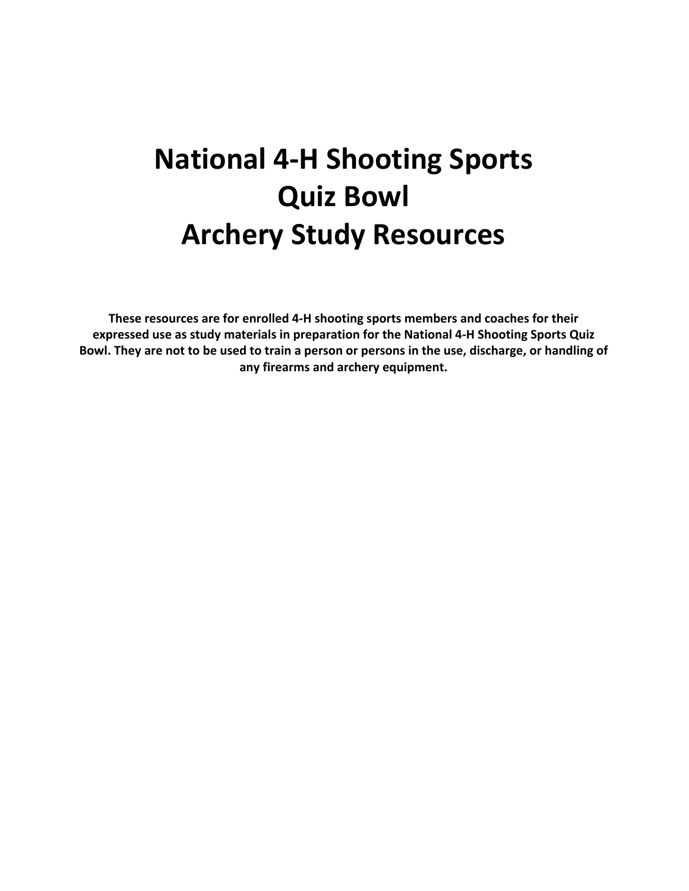# National 4-H Shooting Sports Quiz Bowl Archery Study Resources

**These resources are for enrolled 4-H shooting sports members and coaches for their expressed use as study materials in preparation for the National 4-H Shooting Sports Quiz Bowl. They are not to be used to train a person or persons in the use, discharge, or handling of any firearms and archery equipment.**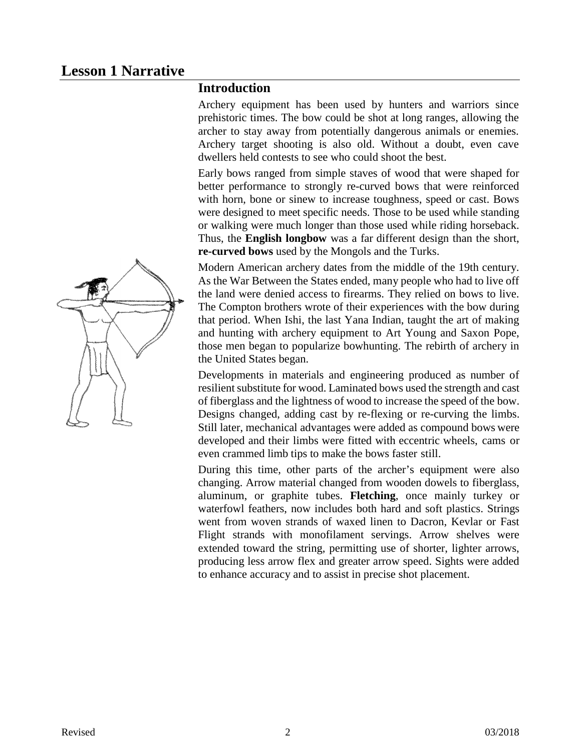# Lesson 1 Narrative

## Introduction

Archery equipment has been used by hunters and warriors since prehistoric times. The bow could be shot at long ranges, allowing the archer to stay away from potentially dangerous animals or enemies. Archery target shooting is also old. Without a doubt, even cave dwellers held contests to see who could shoot the best.

Early bows ranged from simple staves of wood that were shaped for better performance to strongly re-curved bows that were reinforced with horn, bone or sinew to increase toughness, speed or cast. Bows were designed to meet specific needs. Those to be used while standing or walking were much longer than those used while riding horseback. Thus, the **English longbow** was a far different design than the short, **re-curved bows** used by the Mongols and the Turks.

Modern American archery dates from the middle of the 19th century. As the War Between the States ended, many people who had to live off the land were denied access to firearms. They relied on bows to live. The Compton brothers wrote of their experiences with the bow during that period. When Ishi, the last Yana Indian, taught the art of making and hunting with archery equipment to Art Young and Saxon Pope, those men began to popularize bowhunting. The rebirth of archery in the United States began.

Developments in materials and engineering produced as number of resilient substitute for wood. Laminated bows used the strength and cast of fiberglass and the lightness of wood to increase the speed of the bow. Designs changed, adding cast by re-flexing or re-curving the limbs. Still later, mechanical advantages were added as compound bows were developed and their limbs were fitted with eccentric wheels, cams or even crammed limb tips to make the bows faster still.

During this time, other parts of the archer's equipment were also changing. Arrow material changed from wooden dowels to fiberglass, aluminum, or graphite tubes. **Fletching**, once mainly turkey or waterfowl feathers, now includes both hard and soft plastics. Strings went from woven strands of waxed linen to Dacron, Kevlar or Fast Flight strands with monofilament servings. Arrow shelves were extended toward the string, permitting use of shorter, lighter arrows, producing less arrow flex and greater arrow speed. Sights were added to enhance accuracy and to assist in precise shot placement.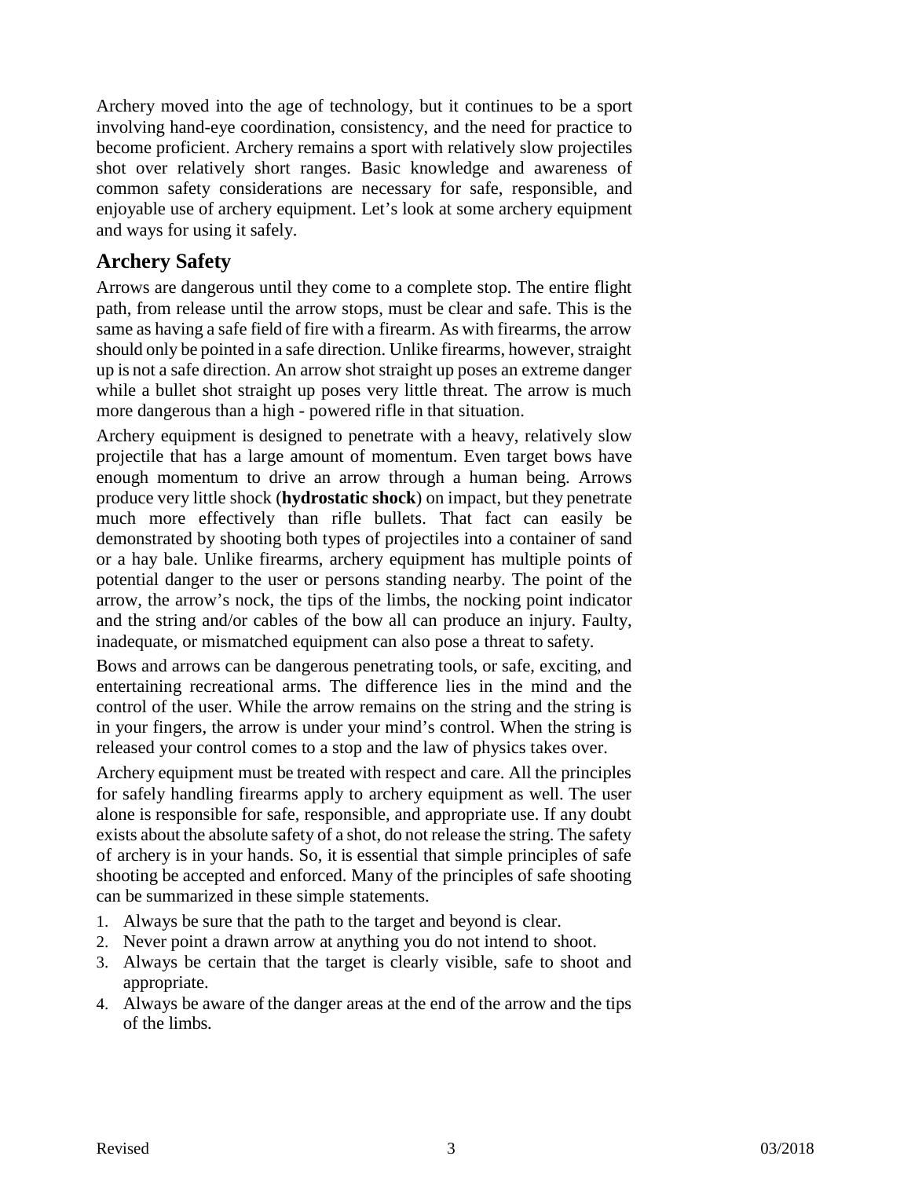Archery moved into the age of technology, but it continues to be a sport involving hand-eye coordination, consistency, and the need for practice to become proficient. Archery remains a sport with relatively slow projectiles shot over relatively short ranges. Basic knowledge and awareness of common safety considerations are necessary for safe, responsible, and enjoyable use of archery equipment. Let's look at some archery equipment and ways for using it safely.

## Archery Safety

Arrows are dangerous until they come to a complete stop. The entire flight path, from release until the arrow stops, must be clear and safe. This is the same as having a safe field of fire with a firearm. As with firearms, the arrow should only be pointed in a safe direction. Unlike firearms, however, straight up is not a safe direction. An arrow shot straight up poses an extreme danger while a bullet shot straight up poses very little threat. The arrow is much more dangerous than a high - powered rifle in that situation.

Archery equipment is designed to penetrate with a heavy, relatively slow projectile that has a large amount of momentum. Even target bows have enough momentum to drive an arrow through a human being. Arrows produce very little shock (**hydrostatic shock**) on impact, but they penetrate much more effectively than rifle bullets. That fact can easily be demonstrated by shooting both types of projectiles into a container of sand or a hay bale. Unlike firearms, archery equipment has multiple points of potential danger to the user or persons standing nearby. The point of the arrow, the arrow's nock, the tips of the limbs, the nocking point indicator and the string and/or cables of the bow all can produce an injury. Faulty, inadequate, or mismatched equipment can also pose a threat to safety.

Bows and arrows can be dangerous penetrating tools, or safe, exciting, and entertaining recreational arms. The difference lies in the mind and the control of the user. While the arrow remains on the string and the string is in your fingers, the arrow is under your mind's control. When the string is released your control comes to a stop and the law of physics takes over.

Archery equipment must be treated with respect and care. All the principles for safely handling firearms apply to archery equipment as well. The user alone is responsible for safe, responsible, and appropriate use. If any doubt exists about the absolute safety of a shot, do not release the string. The safety of archery is in your hands. So, it is essential that simple principles of safe shooting be accepted and enforced. Many of the principles of safe shooting can be summarized in these simple statements.

1. Always be sure that the path to the target and beyond is clear.
2. Never point a drawn arrow at anything you do not intend to shoot.
3. Always be certain that the target is clearly visible, safe to shoot and appropriate.
4. Always be aware of the danger areas at the end of the arrow and the tips of the limbs.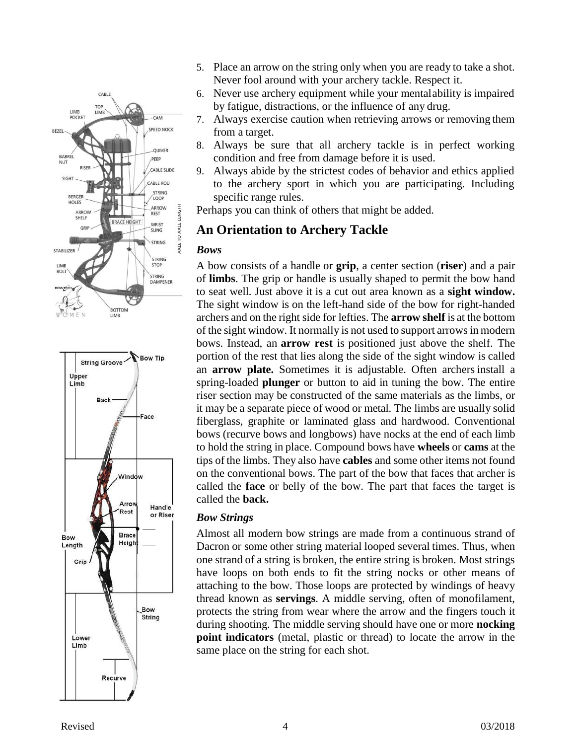5. Place an arrow on the string only when you are ready to take a shot. Never fool around with your archery tackle. Respect it.
6. Never use archery equipment while your mental ability is impaired by fatigue, distractions, or the influence of any drug.
7. Always exercise caution when retrieving arrows or removing them from a target.
8. Always be sure that all archery tackle is in perfect working condition and free from damage before it is used.
9. Always abide by the strictest codes of behavior and ethics applied to the archery sport in which you are participating. Including specific range rules.

Perhaps you can think of others that might be added.

## An Orientation to Archery Tackle

### *Bows*

A bow consists of a handle or **grip**, a center section (**riser**) and a pair of **limbs**. The grip or handle is usually shaped to permit the bow hand to seat well. Just above it is a cut out area known as a **sight window.** The sight window is on the left-hand side of the bow for right-handed archers and on the right side for lefties. The **arrow shelf** is at the bottom of the sight window. It normally is not used to support arrows in modern bows. Instead, an **arrow rest** is positioned just above the shelf. The portion of the rest that lies along the side of the sight window is called an **arrow plate.** Sometimes it is adjustable. Often archers install a spring-loaded **plunger** or button to aid in tuning the bow. The entire riser section may be constructed of the same materials as the limbs, or it may be a separate piece of wood or metal. The limbs are usually solid fiberglass, graphite or laminated glass and hardwood. Conventional bows (recurve bows and longbows) have nocks at the end of each limb to hold the string in place. Compound bows have **wheels** or **cams** at the tips of the limbs. They also have **cables** and some other items not found on the conventional bows. The part of the bow that faces that archer is called the **face** or belly of the bow. The part that faces the target is called the **back.**

### *Bow Strings*

Almost all modern bow strings are made from a continuous strand of Dacron or some other string material looped several times. Thus, when one strand of a string is broken, the entire string is broken. Most strings have loops on both ends to fit the string nocks or other means of attaching to the bow. Those loops are protected by windings of heavy thread known as **servings**. A middle serving, often of monofilament, protects the string from wear where the arrow and the fingers touch it during shooting. The middle serving should have one or more **nocking point indicators** (metal, plastic or thread) to locate the arrow in the same place on the string for each shot.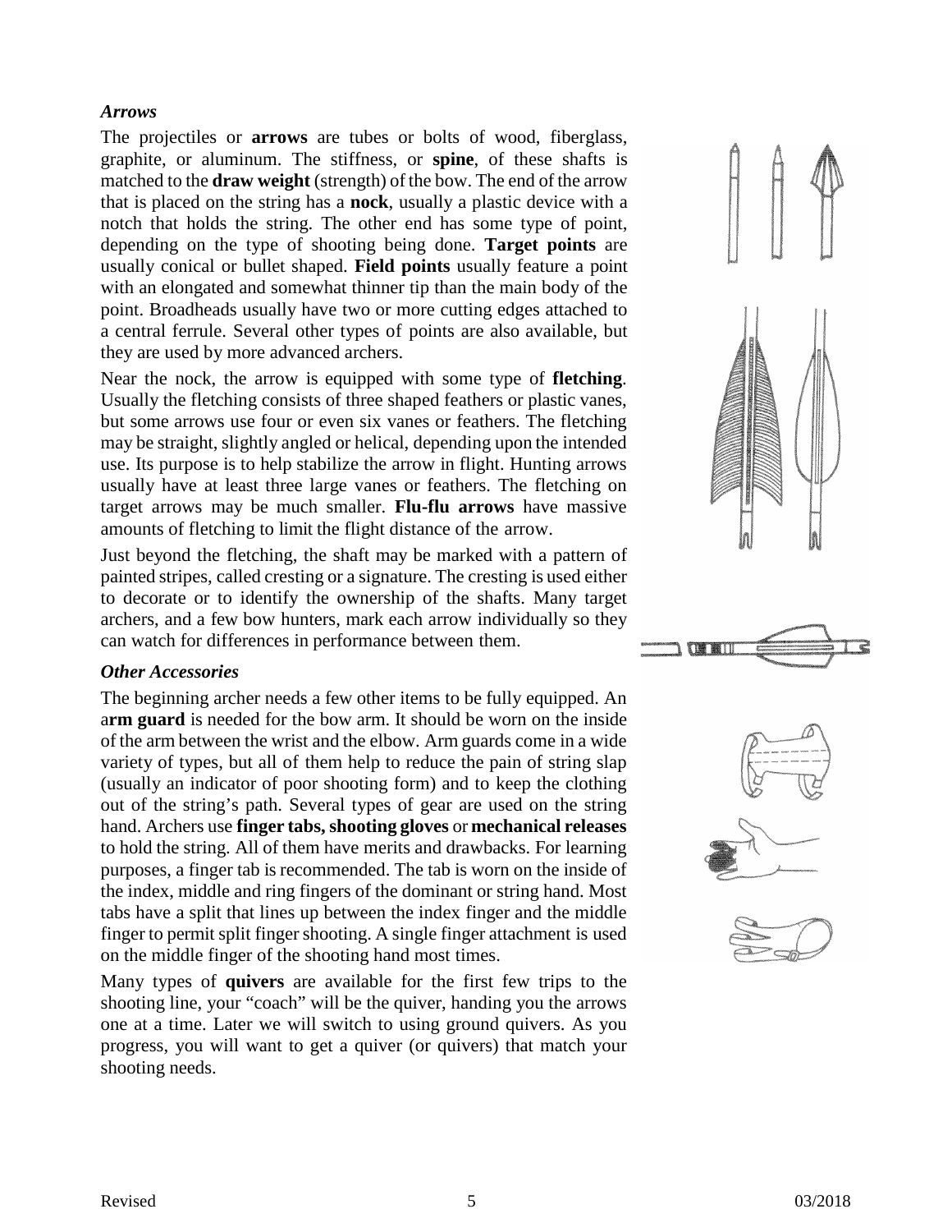### *Arrows*

The projectiles or **arrows** are tubes or bolts of wood, fiberglass, graphite, or aluminum. The stiffness, or **spine**, of these shafts is matched to the **draw weight** (strength) of the bow. The end of the arrow that is placed on the string has a **nock**, usually a plastic device with a notch that holds the string. The other end has some type of point, depending on the type of shooting being done. **Target points** are usually conical or bullet shaped. **Field points** usually feature a point with an elongated and somewhat thinner tip than the main body of the point. Broadheads usually have two or more cutting edges attached to a central ferrule. Several other types of points are also available, but they are used by more advanced archers.

Near the nock, the arrow is equipped with some type of **fletching**. Usually the fletching consists of three shaped feathers or plastic vanes, but some arrows use four or even six vanes or feathers. The fletching may be straight, slightly angled or helical, depending upon the intended use. Its purpose is to help stabilize the arrow in flight. Hunting arrows usually have at least three large vanes or feathers. The fletching on target arrows may be much smaller. **Flu-flu arrows** have massive amounts of fletching to limit the flight distance of the arrow.

Just beyond the fletching, the shaft may be marked with a pattern of painted stripes, called cresting or a signature. The cresting is used either to decorate or to identify the ownership of the shafts. Many target archers, and a few bow hunters, mark each arrow individually so they can watch for differences in performance between them.

### *Other Accessories*

The beginning archer needs a few other items to be fully equipped. An a**rm guard** is needed for the bow arm. It should be worn on the inside of the arm between the wrist and the elbow. Arm guards come in a wide variety of types, but all of them help to reduce the pain of string slap (usually an indicator of poor shooting form) and to keep the clothing out of the string's path. Several types of gear are used on the string hand. Archers use **finger tabs, shooting gloves** or **mechanical releases** to hold the string. All of them have merits and drawbacks. For learning purposes, a finger tab is recommended. The tab is worn on the inside of the index, middle and ring fingers of the dominant or string hand. Most tabs have a split that lines up between the index finger and the middle finger to permit split finger shooting. A single finger attachment is used on the middle finger of the shooting hand most times.

Many types of **quivers** are available for the first few trips to the shooting line, your "coach" will be the quiver, handing you the arrows one at a time. Later we will switch to using ground quivers. As you progress, you will want to get a quiver (or quivers) that match your shooting needs.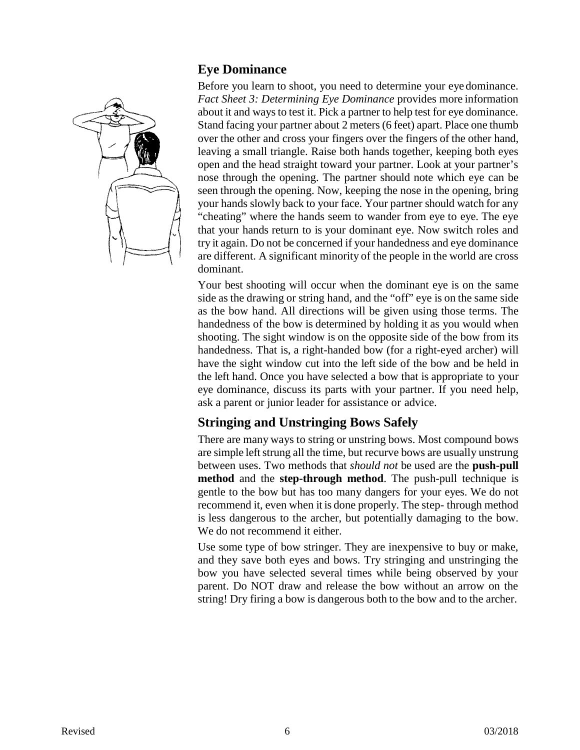## Eye Dominance

Before you learn to shoot, you need to determine your eye dominance. *Fact Sheet 3: Determining Eye Dominance* provides more information about it and ways to test it. Pick a partner to help test for eye dominance. Stand facing your partner about 2 meters (6 feet) apart. Place one thumb over the other and cross your fingers over the fingers of the other hand, leaving a small triangle. Raise both hands together, keeping both eyes open and the head straight toward your partner. Look at your partner's nose through the opening. The partner should note which eye can be seen through the opening. Now, keeping the nose in the opening, bring your hands slowly back to your face. Your partner should watch for any "cheating" where the hands seem to wander from eye to eye. The eye that your hands return to is your dominant eye. Now switch roles and try it again. Do not be concerned if your handedness and eye dominance are different. A significant minority of the people in the world are cross dominant.

Your best shooting will occur when the dominant eye is on the same side as the drawing or string hand, and the "off" eye is on the same side as the bow hand. All directions will be given using those terms. The handedness of the bow is determined by holding it as you would when shooting. The sight window is on the opposite side of the bow from its handedness. That is, a right-handed bow (for a right-eyed archer) will have the sight window cut into the left side of the bow and be held in the left hand. Once you have selected a bow that is appropriate to your eye dominance, discuss its parts with your partner. If you need help, ask a parent or junior leader for assistance or advice.

## Stringing and Unstringing Bows Safely

There are many ways to string or unstring bows. Most compound bows are simple left strung all the time, but recurve bows are usually unstrung between uses. Two methods that *should not* be used are the **push-pull method** and the **step-through method**. The push-pull technique is gentle to the bow but has too many dangers for your eyes. We do not recommend it, even when it is done properly. The step- through method is less dangerous to the archer, but potentially damaging to the bow. We do not recommend it either.

Use some type of bow stringer. They are inexpensive to buy or make, and they save both eyes and bows. Try stringing and unstringing the bow you have selected several times while being observed by your parent. Do NOT draw and release the bow without an arrow on the string! Dry firing a bow is dangerous both to the bow and to the archer.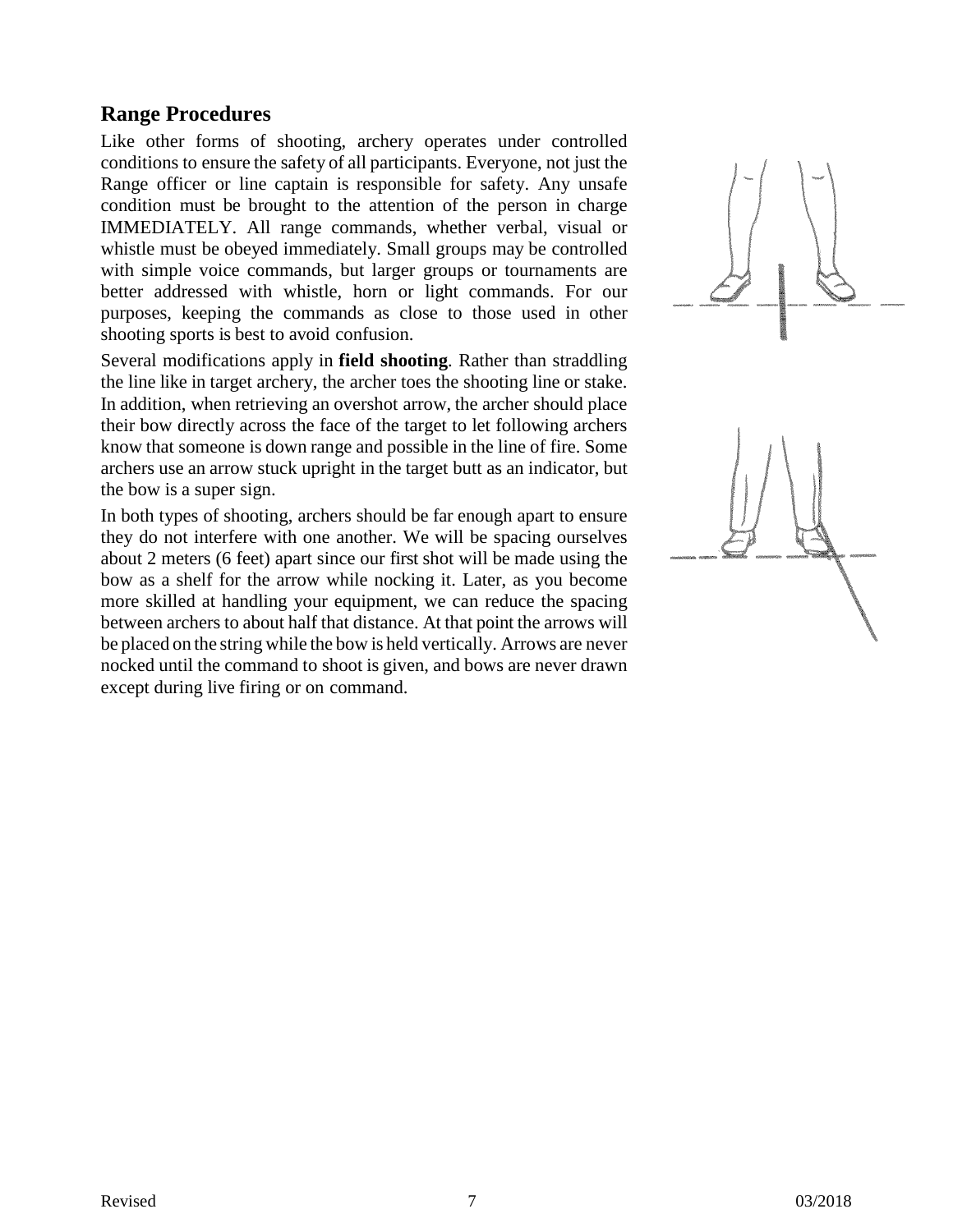## Range Procedures

Like other forms of shooting, archery operates under controlled conditions to ensure the safety of all participants. Everyone, not just the Range officer or line captain is responsible for safety. Any unsafe condition must be brought to the attention of the person in charge IMMEDIATELY. All range commands, whether verbal, visual or whistle must be obeyed immediately. Small groups may be controlled with simple voice commands, but larger groups or tournaments are better addressed with whistle, horn or light commands. For our purposes, keeping the commands as close to those used in other shooting sports is best to avoid confusion.

Several modifications apply in **field shooting**. Rather than straddling the line like in target archery, the archer toes the shooting line or stake. In addition, when retrieving an overshot arrow, the archer should place their bow directly across the face of the target to let following archers know that someone is down range and possible in the line of fire. Some archers use an arrow stuck upright in the target butt as an indicator, but the bow is a super sign.

In both types of shooting, archers should be far enough apart to ensure they do not interfere with one another. We will be spacing ourselves about 2 meters (6 feet) apart since our first shot will be made using the bow as a shelf for the arrow while nocking it. Later, as you become more skilled at handling your equipment, we can reduce the spacing between archers to about half that distance. At that point the arrows will be placed on the string while the bow is held vertically. Arrows are never nocked until the command to shoot is given, and bows are never drawn except during live firing or on command.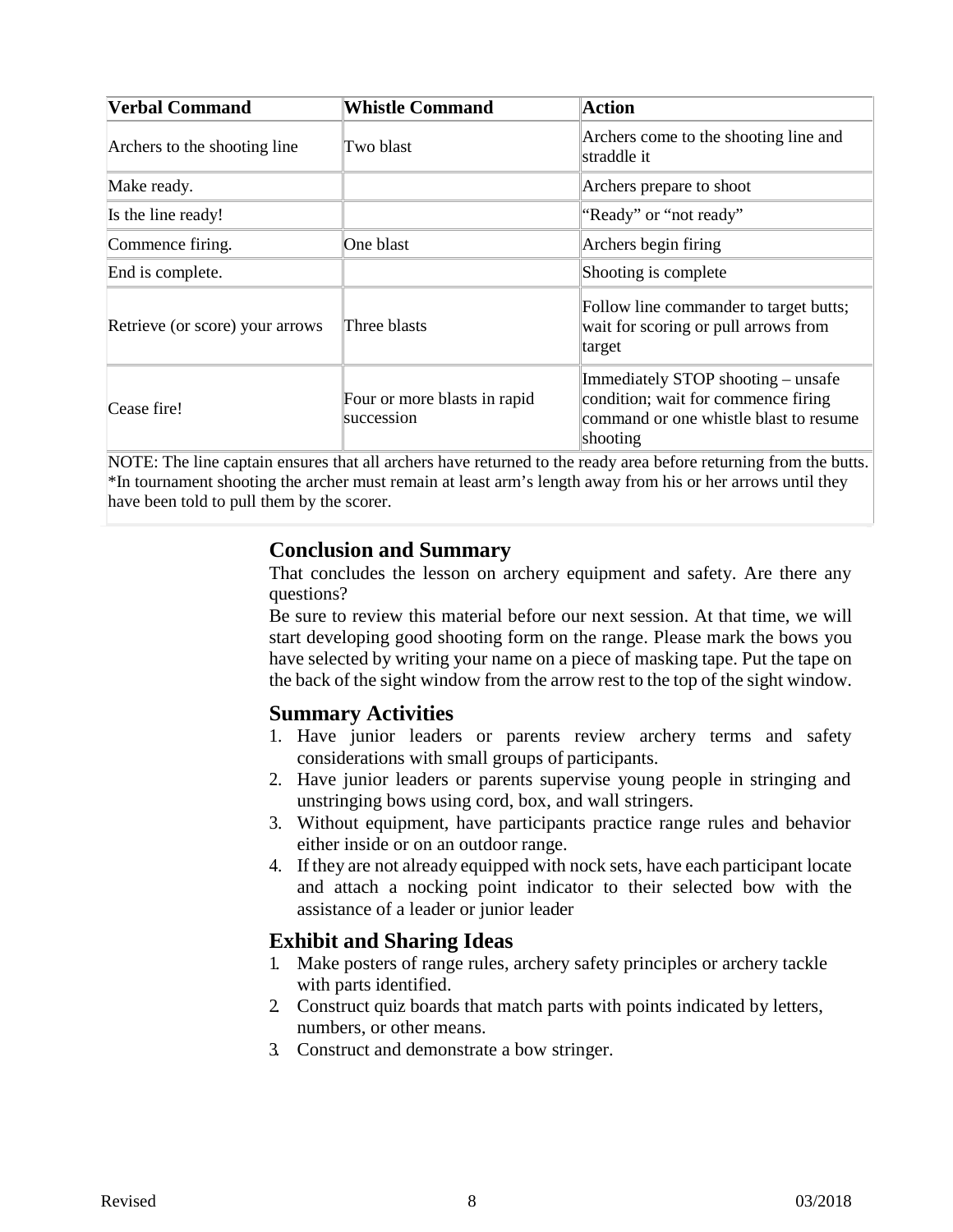| Verbal Command | Whistle Command | Action |
|---|---|---|
| Archers to the shooting line | Two blast | Archers come to the shooting line and straddle it |
| Make ready. | | Archers prepare to shoot |
| Is the line ready! | | "Ready" or "not ready" |
| Commence firing. | One blast | Archers begin firing |
| End is complete. | | Shooting is complete |
| Retrieve (or score) your arrows | Three blasts | Follow line commander to target butts; wait for scoring or pull arrows from target |
| Cease fire! | Four or more blasts in rapid succession | Immediately STOP shooting – unsafe condition; wait for commence firing command or one whistle blast to resume shooting |

NOTE: The line captain ensures that all archers have returned to the ready area before returning from the butts. *In tournament shooting the archer must remain at least arm's length away from his or her arrows until they have been told to pull them by the scorer.

## Conclusion and Summary

That concludes the lesson on archery equipment and safety. Are there any questions?

Be sure to review this material before our next session. At that time, we will start developing good shooting form on the range. Please mark the bows you have selected by writing your name on a piece of masking tape. Put the tape on the back of the sight window from the arrow rest to the top of the sight window.

## Summary Activities

1. Have junior leaders or parents review archery terms and safety considerations with small groups of participants.
2. Have junior leaders or parents supervise young people in stringing and unstringing bows using cord, box, and wall stringers.
3. Without equipment, have participants practice range rules and behavior either inside or on an outdoor range.
4. If they are not already equipped with nock sets, have each participant locate and attach a nocking point indicator to their selected bow with the assistance of a leader or junior leader

## Exhibit and Sharing Ideas

1. Make posters of range rules, archery safety principles or archery tackle with parts identified.
2. Construct quiz boards that match parts with points indicated by letters, numbers, or other means.
3. Construct and demonstrate a bow stringer.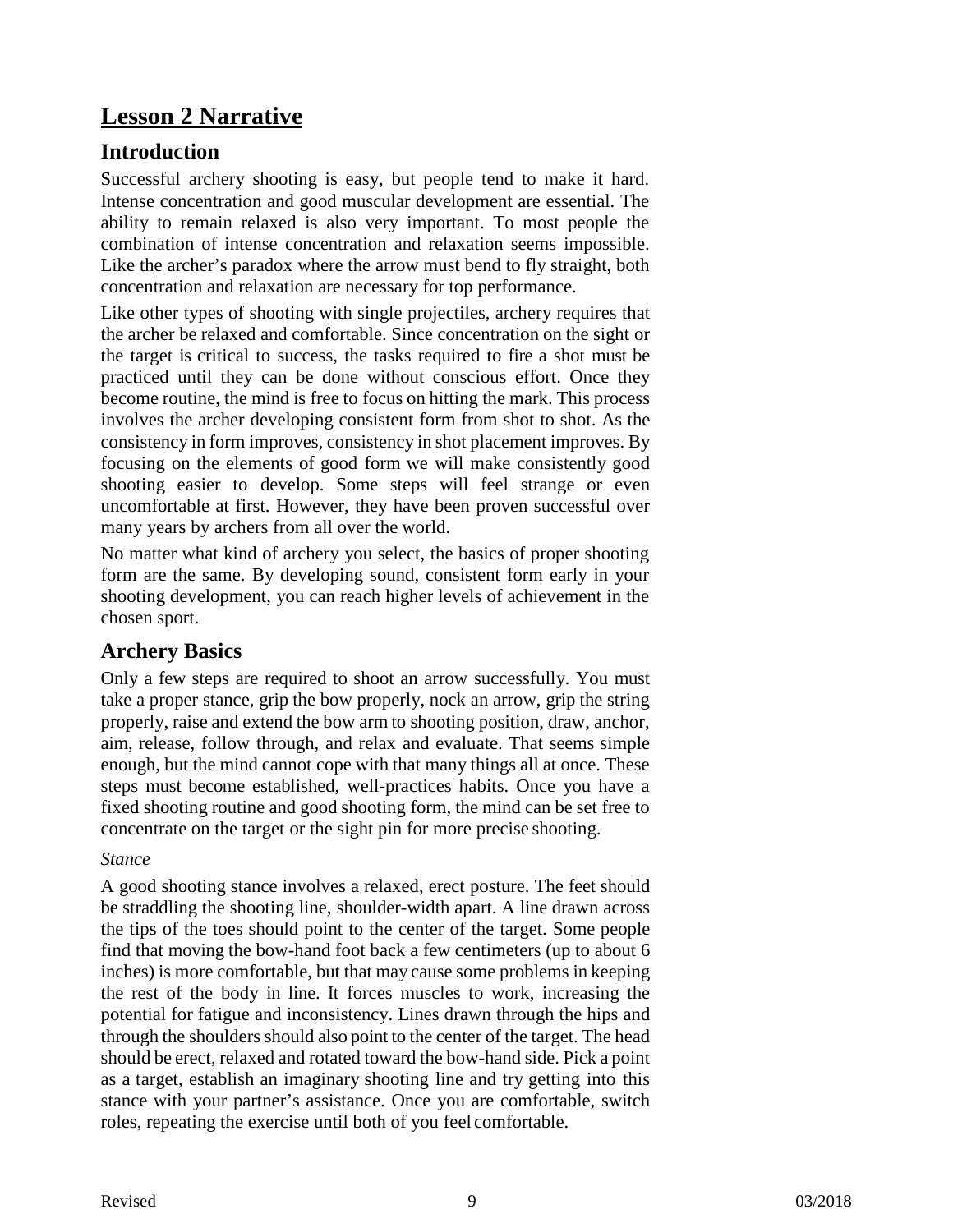# Lesson 2 Narrative

## Introduction

Successful archery shooting is easy, but people tend to make it hard. Intense concentration and good muscular development are essential. The ability to remain relaxed is also very important. To most people the combination of intense concentration and relaxation seems impossible. Like the archer's paradox where the arrow must bend to fly straight, both concentration and relaxation are necessary for top performance.

Like other types of shooting with single projectiles, archery requires that the archer be relaxed and comfortable. Since concentration on the sight or the target is critical to success, the tasks required to fire a shot must be practiced until they can be done without conscious effort. Once they become routine, the mind is free to focus on hitting the mark. This process involves the archer developing consistent form from shot to shot. As the consistency in form improves, consistency in shot placement improves. By focusing on the elements of good form we will make consistently good shooting easier to develop. Some steps will feel strange or even uncomfortable at first. However, they have been proven successful over many years by archers from all over the world.

No matter what kind of archery you select, the basics of proper shooting form are the same. By developing sound, consistent form early in your shooting development, you can reach higher levels of achievement in the chosen sport.

## Archery Basics

Only a few steps are required to shoot an arrow successfully. You must take a proper stance, grip the bow properly, nock an arrow, grip the string properly, raise and extend the bow arm to shooting position, draw, anchor, aim, release, follow through, and relax and evaluate. That seems simple enough, but the mind cannot cope with that many things all at once. These steps must become established, well-practices habits. Once you have a fixed shooting routine and good shooting form, the mind can be set free to concentrate on the target or the sight pin for more precise shooting.

*Stance*

A good shooting stance involves a relaxed, erect posture. The feet should be straddling the shooting line, shoulder-width apart. A line drawn across the tips of the toes should point to the center of the target. Some people find that moving the bow-hand foot back a few centimeters (up to about 6 inches) is more comfortable, but that may cause some problems in keeping the rest of the body in line. It forces muscles to work, increasing the potential for fatigue and inconsistency. Lines drawn through the hips and through the shoulders should also point to the center of the target. The head should be erect, relaxed and rotated toward the bow-hand side. Pick a point as a target, establish an imaginary shooting line and try getting into this stance with your partner's assistance. Once you are comfortable, switch roles, repeating the exercise until both of you feel comfortable.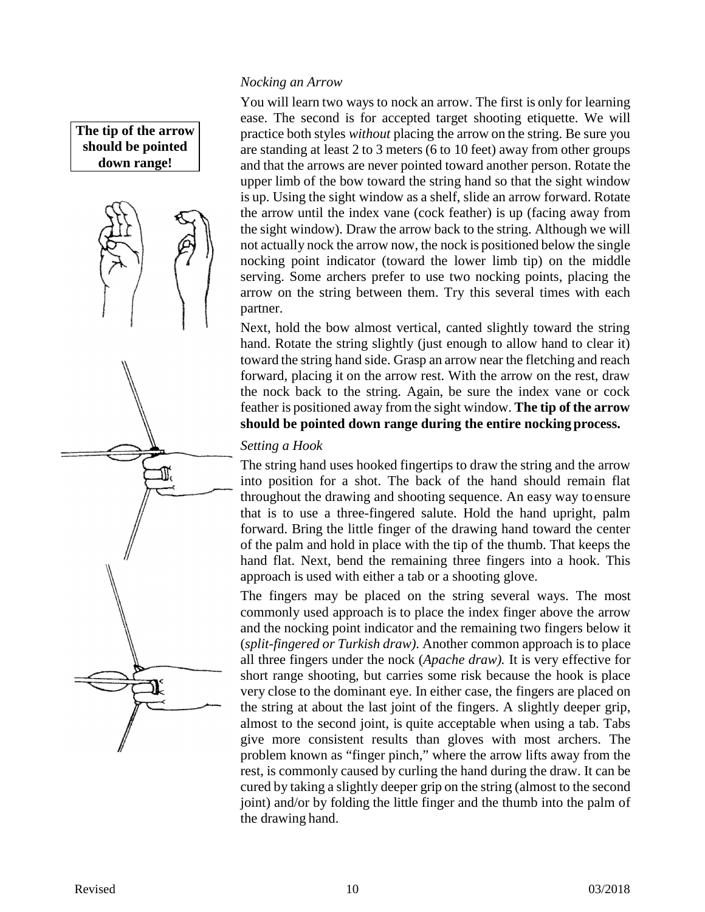**The tip of the arrow should be pointed down range!**

*Nocking an Arrow*

You will learn two ways to nock an arrow. The first is only for learning ease. The second is for accepted target shooting etiquette. We will practice both styles *without* placing the arrow on the string. Be sure you are standing at least 2 to 3 meters (6 to 10 feet) away from other groups and that the arrows are never pointed toward another person. Rotate the upper limb of the bow toward the string hand so that the sight window is up. Using the sight window as a shelf, slide an arrow forward. Rotate the arrow until the index vane (cock feather) is up (facing away from the sight window). Draw the arrow back to the string. Although we will not actually nock the arrow now, the nock is positioned below the single nocking point indicator (toward the lower limb tip) on the middle serving. Some archers prefer to use two nocking points, placing the arrow on the string between them. Try this several times with each partner.

Next, hold the bow almost vertical, canted slightly toward the string hand. Rotate the string slightly (just enough to allow hand to clear it) toward the string hand side. Grasp an arrow near the fletching and reach forward, placing it on the arrow rest. With the arrow on the rest, draw the nock back to the string. Again, be sure the index vane or cock feather is positioned away from the sight window. **The tip of the arrow should be pointed down range during the entire nocking process.**

*Setting a Hook*

The string hand uses hooked fingertips to draw the string and the arrow into position for a shot. The back of the hand should remain flat throughout the drawing and shooting sequence. An easy way to ensure that is to use a three-fingered salute. Hold the hand upright, palm forward. Bring the little finger of the drawing hand toward the center of the palm and hold in place with the tip of the thumb. That keeps the hand flat. Next, bend the remaining three fingers into a hook. This approach is used with either a tab or a shooting glove.

The fingers may be placed on the string several ways. The most commonly used approach is to place the index finger above the arrow and the nocking point indicator and the remaining two fingers below it (*split-fingered or Turkish draw)*. Another common approach is to place all three fingers under the nock (*Apache draw).* It is very effective for short range shooting, but carries some risk because the hook is place very close to the dominant eye. In either case, the fingers are placed on the string at about the last joint of the fingers. A slightly deeper grip, almost to the second joint, is quite acceptable when using a tab. Tabs give more consistent results than gloves with most archers. The problem known as "finger pinch," where the arrow lifts away from the rest, is commonly caused by curling the hand during the draw. It can be cured by taking a slightly deeper grip on the string (almost to the second joint) and/or by folding the little finger and the thumb into the palm of the drawing hand.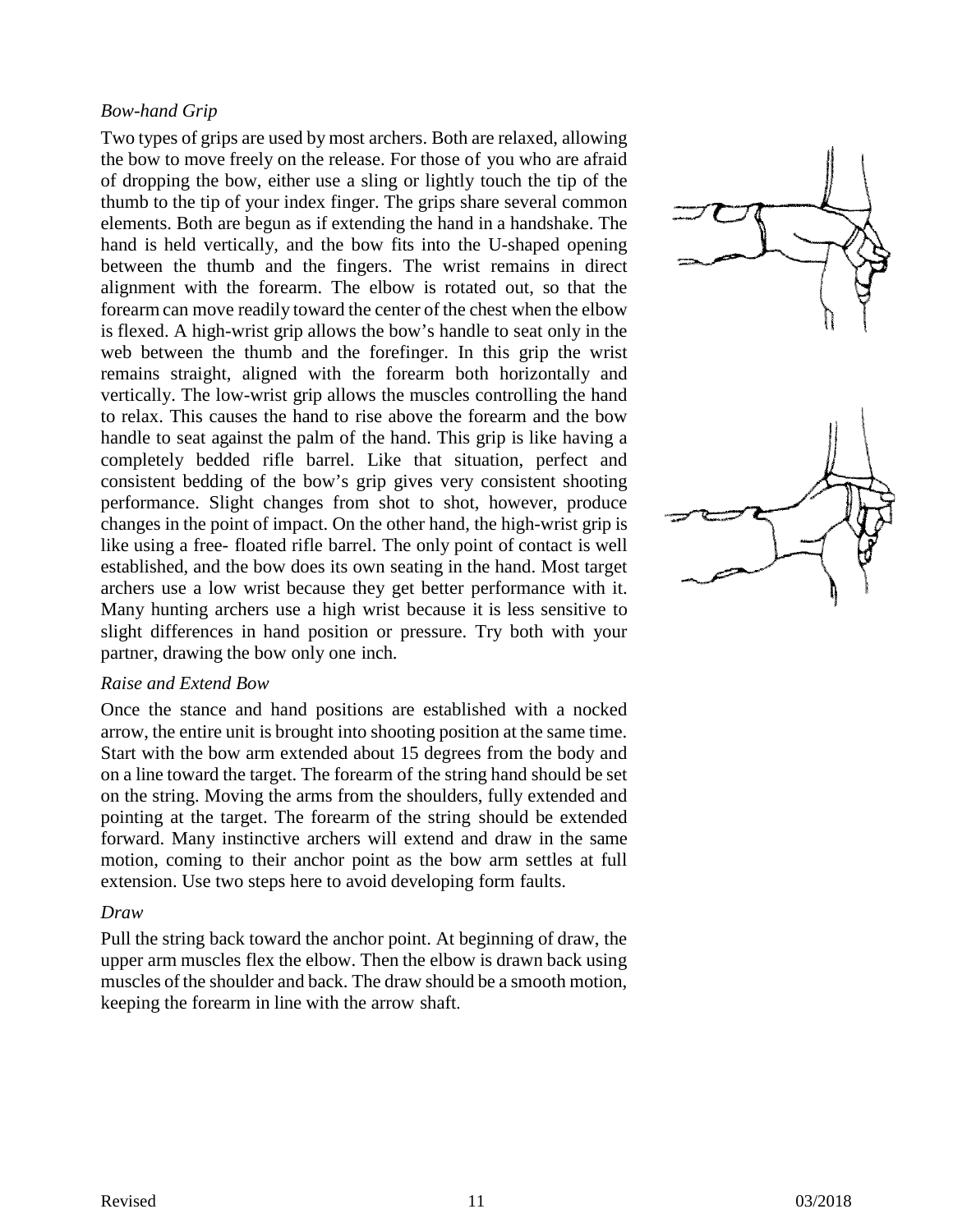*Bow-hand Grip*

Two types of grips are used by most archers. Both are relaxed, allowing the bow to move freely on the release. For those of you who are afraid of dropping the bow, either use a sling or lightly touch the tip of the thumb to the tip of your index finger. The grips share several common elements. Both are begun as if extending the hand in a handshake. The hand is held vertically, and the bow fits into the U-shaped opening between the thumb and the fingers. The wrist remains in direct alignment with the forearm. The elbow is rotated out, so that the forearm can move readily toward the center of the chest when the elbow is flexed. A high-wrist grip allows the bow's handle to seat only in the web between the thumb and the forefinger. In this grip the wrist remains straight, aligned with the forearm both horizontally and vertically. The low-wrist grip allows the muscles controlling the hand to relax. This causes the hand to rise above the forearm and the bow handle to seat against the palm of the hand. This grip is like having a completely bedded rifle barrel. Like that situation, perfect and consistent bedding of the bow's grip gives very consistent shooting performance. Slight changes from shot to shot, however, produce changes in the point of impact. On the other hand, the high-wrist grip is like using a free- floated rifle barrel. The only point of contact is well established, and the bow does its own seating in the hand. Most target archers use a low wrist because they get better performance with it. Many hunting archers use a high wrist because it is less sensitive to slight differences in hand position or pressure. Try both with your partner, drawing the bow only one inch.

*Raise and Extend Bow*

Once the stance and hand positions are established with a nocked arrow, the entire unit is brought into shooting position at the same time. Start with the bow arm extended about 15 degrees from the body and on a line toward the target. The forearm of the string hand should be set on the string. Moving the arms from the shoulders, fully extended and pointing at the target. The forearm of the string should be extended forward. Many instinctive archers will extend and draw in the same motion, coming to their anchor point as the bow arm settles at full extension. Use two steps here to avoid developing form faults.

*Draw*

Pull the string back toward the anchor point. At beginning of draw, the upper arm muscles flex the elbow. Then the elbow is drawn back using muscles of the shoulder and back. The draw should be a smooth motion, keeping the forearm in line with the arrow shaft.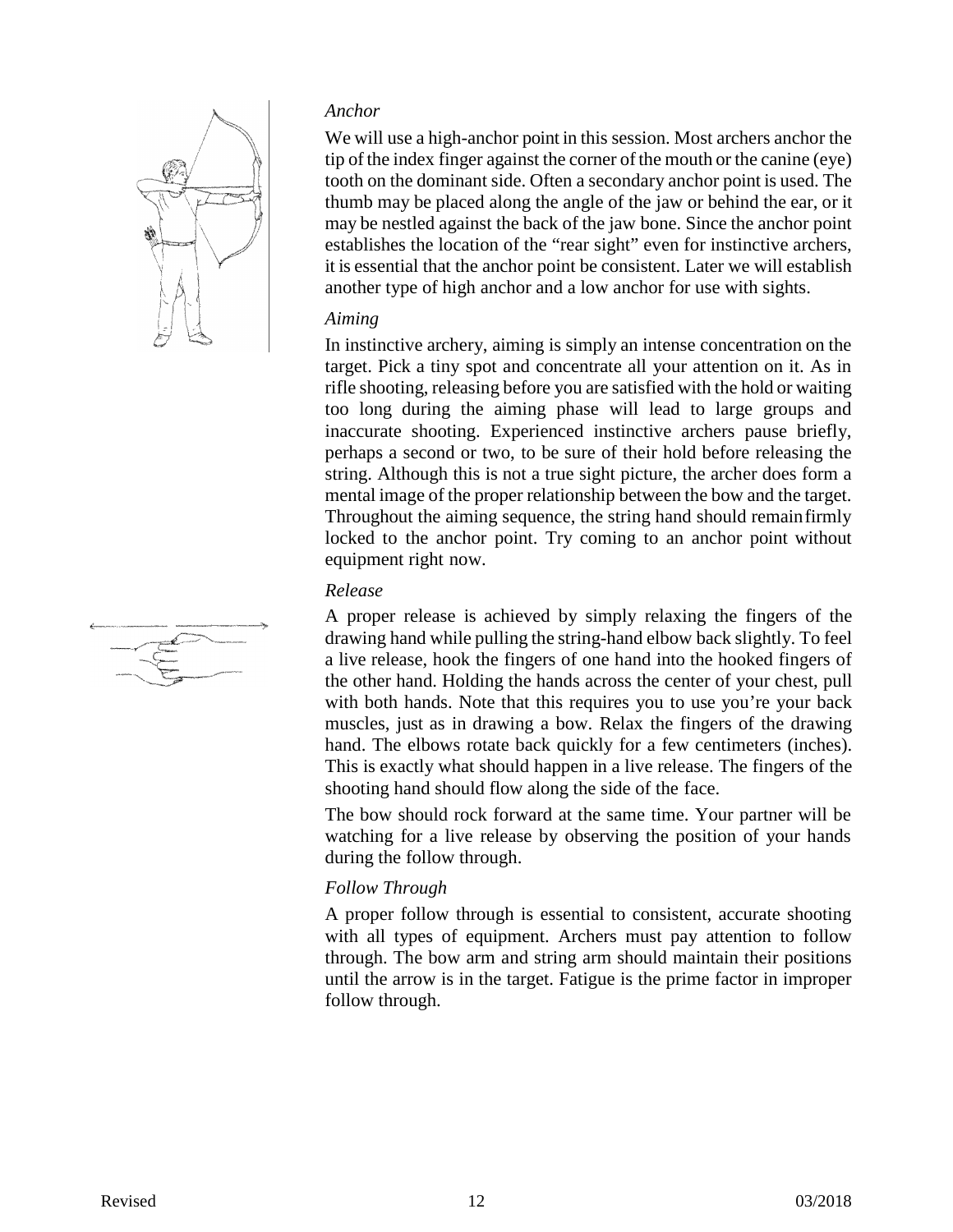*Anchor*

We will use a high-anchor point in this session. Most archers anchor the tip of the index finger against the corner of the mouth or the canine (eye) tooth on the dominant side. Often a secondary anchor point is used. The thumb may be placed along the angle of the jaw or behind the ear, or it may be nestled against the back of the jaw bone. Since the anchor point establishes the location of the "rear sight" even for instinctive archers, it is essential that the anchor point be consistent. Later we will establish another type of high anchor and a low anchor for use with sights.

*Aiming*

In instinctive archery, aiming is simply an intense concentration on the target. Pick a tiny spot and concentrate all your attention on it. As in rifle shooting, releasing before you are satisfied with the hold or waiting too long during the aiming phase will lead to large groups and inaccurate shooting. Experienced instinctive archers pause briefly, perhaps a second or two, to be sure of their hold before releasing the string. Although this is not a true sight picture, the archer does form a mental image of the proper relationship between the bow and the target. Throughout the aiming sequence, the string hand should remain firmly locked to the anchor point. Try coming to an anchor point without equipment right now.

*Release*

A proper release is achieved by simply relaxing the fingers of the drawing hand while pulling the string-hand elbow back slightly. To feel a live release, hook the fingers of one hand into the hooked fingers of the other hand. Holding the hands across the center of your chest, pull with both hands. Note that this requires you to use you're your back muscles, just as in drawing a bow. Relax the fingers of the drawing hand. The elbows rotate back quickly for a few centimeters (inches). This is exactly what should happen in a live release. The fingers of the shooting hand should flow along the side of the face.

The bow should rock forward at the same time. Your partner will be watching for a live release by observing the position of your hands during the follow through.

*Follow Through*

A proper follow through is essential to consistent, accurate shooting with all types of equipment. Archers must pay attention to follow through. The bow arm and string arm should maintain their positions until the arrow is in the target. Fatigue is the prime factor in improper follow through.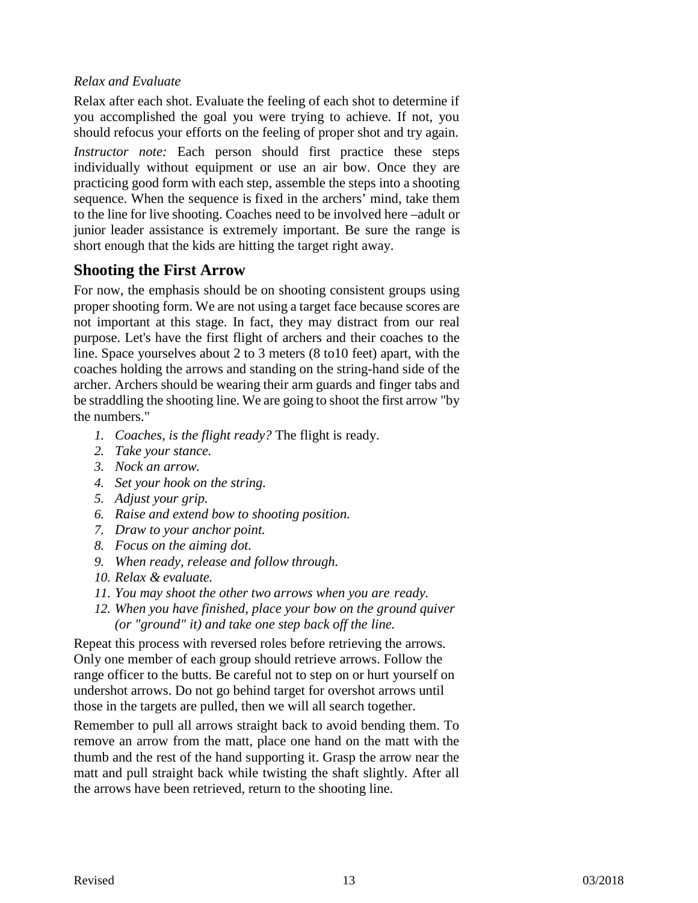*Relax and Evaluate*

Relax after each shot. Evaluate the feeling of each shot to determine if you accomplished the goal you were trying to achieve. If not, you should refocus your efforts on the feeling of proper shot and try again.

*Instructor note:* Each person should first practice these steps individually without equipment or use an air bow. Once they are practicing good form with each step, assemble the steps into a shooting sequence. When the sequence is fixed in the archers' mind, take them to the line for live shooting. Coaches need to be involved here –adult or junior leader assistance is extremely important. Be sure the range is short enough that the kids are hitting the target right away.

## Shooting the First Arrow

For now, the emphasis should be on shooting consistent groups using proper shooting form. We are not using a target face because scores are not important at this stage. In fact, they may distract from our real purpose. Let's have the first flight of archers and their coaches to the line. Space yourselves about 2 to 3 meters (8 to10 feet) apart, with the coaches holding the arrows and standing on the string-hand side of the archer. Archers should be wearing their arm guards and finger tabs and be straddling the shooting line. We are going to shoot the first arrow "by the numbers."

1. *Coaches, is the flight ready?* The flight is ready.
2. *Take your stance.*
3. *Nock an arrow.*
4. *Set your hook on the string.*
5. *Adjust your grip.*
6. *Raise and extend bow to shooting position.*
7. *Draw to your anchor point.*
8. *Focus on the aiming dot.*
9. *When ready, release and follow through.*
10. *Relax & evaluate.*
11. *You may shoot the other two arrows when you are ready.*
12. *When you have finished, place your bow on the ground quiver (or "ground" it) and take one step back off the line.*

Repeat this process with reversed roles before retrieving the arrows. Only one member of each group should retrieve arrows. Follow the range officer to the butts. Be careful not to step on or hurt yourself on undershot arrows. Do not go behind target for overshot arrows until those in the targets are pulled, then we will all search together.

Remember to pull all arrows straight back to avoid bending them. To remove an arrow from the matt, place one hand on the matt with the thumb and the rest of the hand supporting it. Grasp the arrow near the matt and pull straight back while twisting the shaft slightly. After all the arrows have been retrieved, return to the shooting line.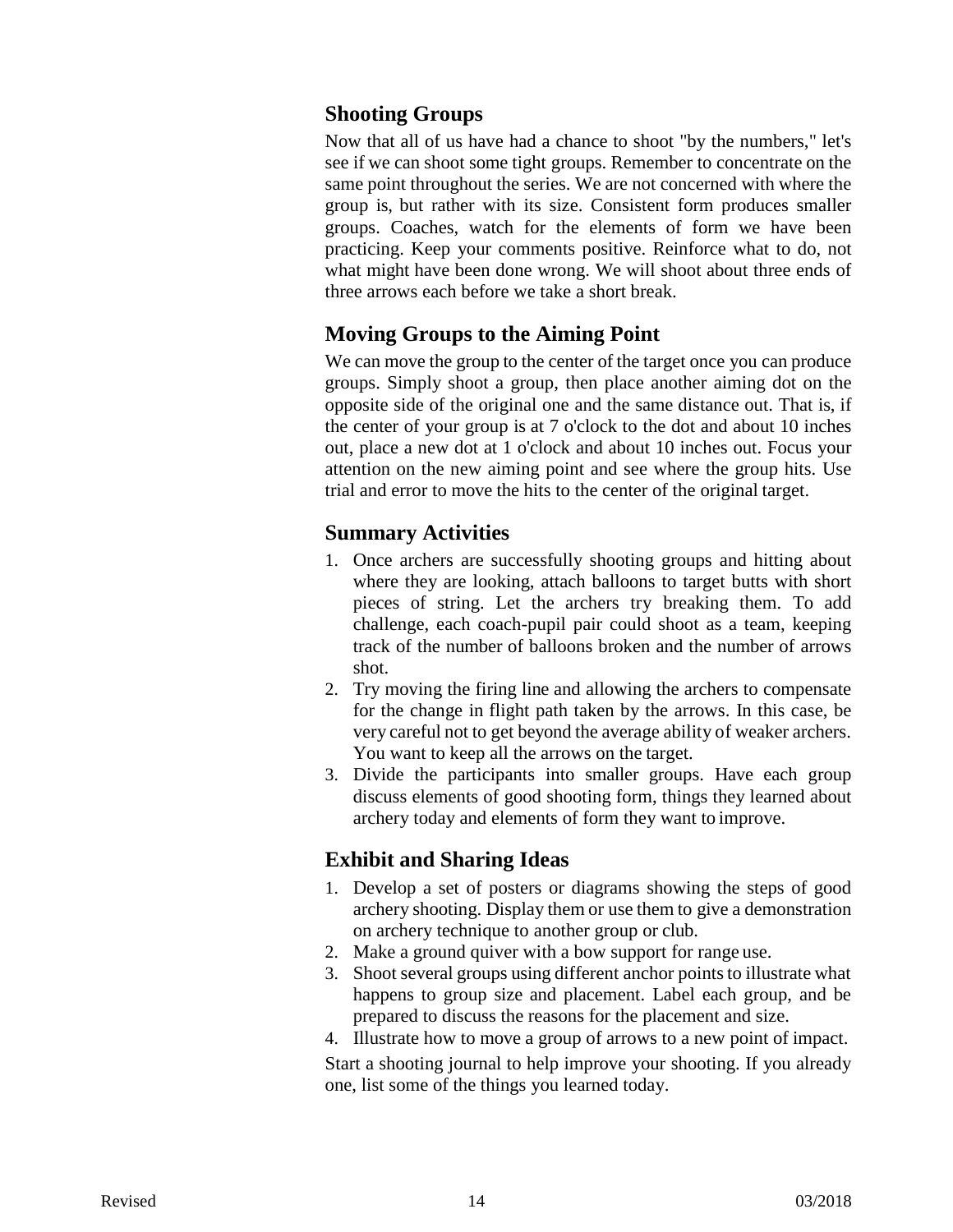## Shooting Groups

Now that all of us have had a chance to shoot "by the numbers," let's see if we can shoot some tight groups. Remember to concentrate on the same point throughout the series. We are not concerned with where the group is, but rather with its size. Consistent form produces smaller groups. Coaches, watch for the elements of form we have been practicing. Keep your comments positive. Reinforce what to do, not what might have been done wrong. We will shoot about three ends of three arrows each before we take a short break.

## Moving Groups to the Aiming Point

We can move the group to the center of the target once you can produce groups. Simply shoot a group, then place another aiming dot on the opposite side of the original one and the same distance out. That is, if the center of your group is at 7 o'clock to the dot and about 10 inches out, place a new dot at 1 o'clock and about 10 inches out. Focus your attention on the new aiming point and see where the group hits. Use trial and error to move the hits to the center of the original target.

## Summary Activities

1. Once archers are successfully shooting groups and hitting about where they are looking, attach balloons to target butts with short pieces of string. Let the archers try breaking them. To add challenge, each coach-pupil pair could shoot as a team, keeping track of the number of balloons broken and the number of arrows shot.
2. Try moving the firing line and allowing the archers to compensate for the change in flight path taken by the arrows. In this case, be very careful not to get beyond the average ability of weaker archers. You want to keep all the arrows on the target.
3. Divide the participants into smaller groups. Have each group discuss elements of good shooting form, things they learned about archery today and elements of form they want to improve.

## Exhibit and Sharing Ideas

1. Develop a set of posters or diagrams showing the steps of good archery shooting. Display them or use them to give a demonstration on archery technique to another group or club.
2. Make a ground quiver with a bow support for range use.
3. Shoot several groups using different anchor points to illustrate what happens to group size and placement. Label each group, and be prepared to discuss the reasons for the placement and size.
4. Illustrate how to move a group of arrows to a new point of impact.

Start a shooting journal to help improve your shooting. If you already one, list some of the things you learned today.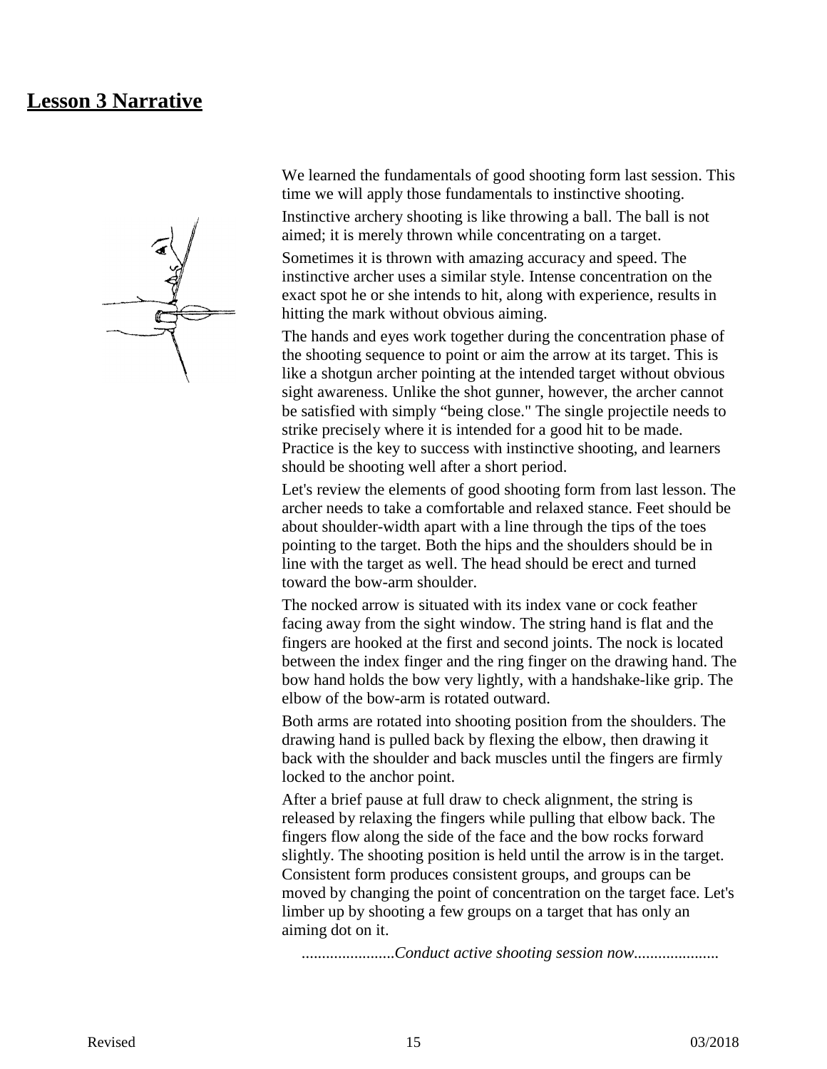# Lesson 3 Narrative

We learned the fundamentals of good shooting form last session. This time we will apply those fundamentals to instinctive shooting.

Instinctive archery shooting is like throwing a ball. The ball is not aimed; it is merely thrown while concentrating on a target.

Sometimes it is thrown with amazing accuracy and speed. The instinctive archer uses a similar style. Intense concentration on the exact spot he or she intends to hit, along with experience, results in hitting the mark without obvious aiming.

The hands and eyes work together during the concentration phase of the shooting sequence to point or aim the arrow at its target. This is like a shotgun archer pointing at the intended target without obvious sight awareness. Unlike the shot gunner, however, the archer cannot be satisfied with simply "being close." The single projectile needs to strike precisely where it is intended for a good hit to be made. Practice is the key to success with instinctive shooting, and learners should be shooting well after a short period.

Let's review the elements of good shooting form from last lesson. The archer needs to take a comfortable and relaxed stance. Feet should be about shoulder-width apart with a line through the tips of the toes pointing to the target. Both the hips and the shoulders should be in line with the target as well. The head should be erect and turned toward the bow-arm shoulder.

The nocked arrow is situated with its index vane or cock feather facing away from the sight window. The string hand is flat and the fingers are hooked at the first and second joints. The nock is located between the index finger and the ring finger on the drawing hand. The bow hand holds the bow very lightly, with a handshake-like grip. The elbow of the bow-arm is rotated outward.

Both arms are rotated into shooting position from the shoulders. The drawing hand is pulled back by flexing the elbow, then drawing it back with the shoulder and back muscles until the fingers are firmly locked to the anchor point.

After a brief pause at full draw to check alignment, the string is released by relaxing the fingers while pulling that elbow back. The fingers flow along the side of the face and the bow rocks forward slightly. The shooting position is held until the arrow is in the target. Consistent form produces consistent groups, and groups can be moved by changing the point of concentration on the target face. Let's limber up by shooting a few groups on a target that has only an aiming dot on it.

*......................Conduct active shooting session now....................*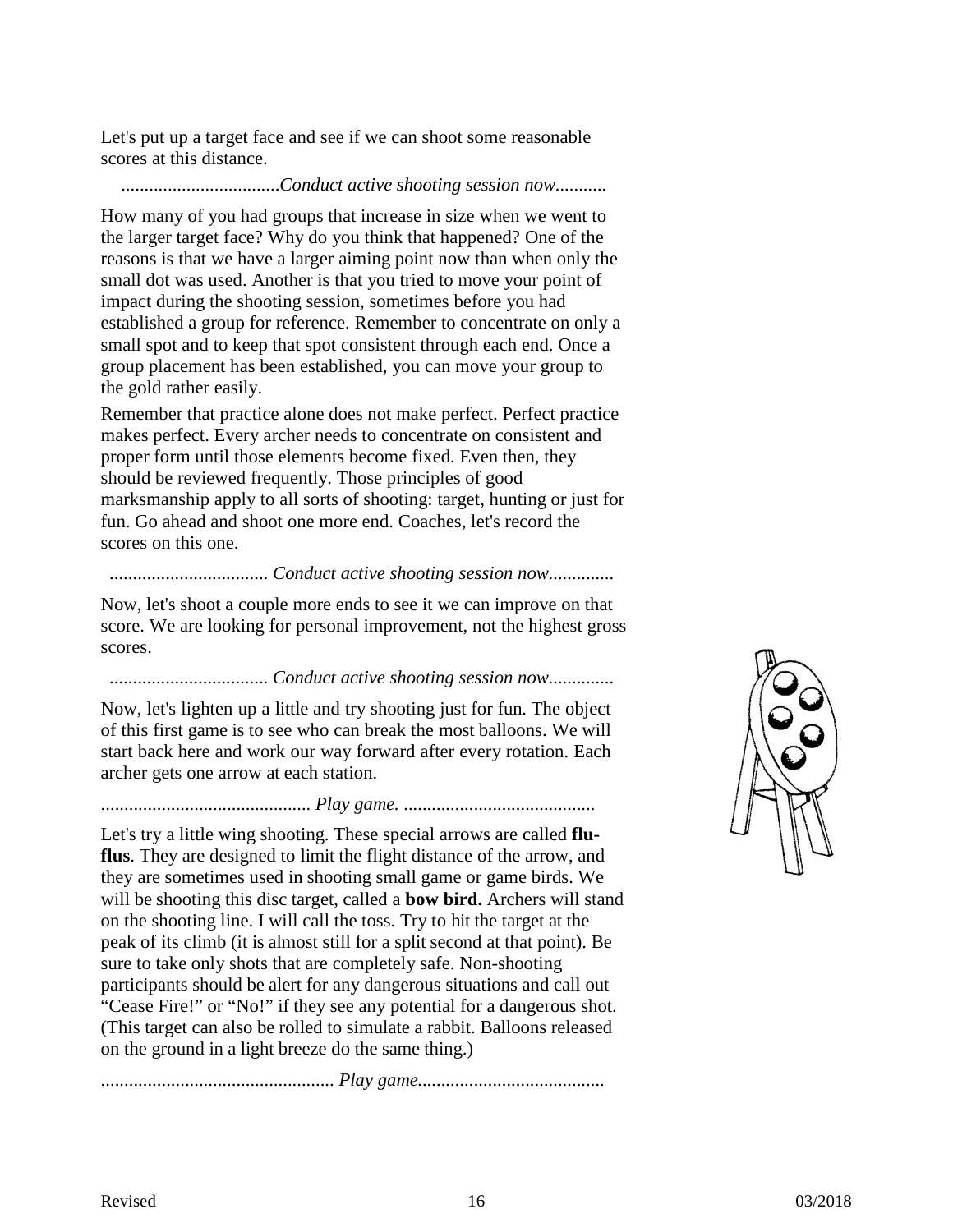Let's put up a target face and see if we can shoot some reasonable scores at this distance.

..................................*Conduct active shooting session now*...........

How many of you had groups that increase in size when we went to the larger target face? Why do you think that happened? One of the reasons is that we have a larger aiming point now than when only the small dot was used. Another is that you tried to move your point of impact during the shooting session, sometimes before you had established a group for reference. Remember to concentrate on only a small spot and to keep that spot consistent through each end. Once a group placement has been established, you can move your group to the gold rather easily.

Remember that practice alone does not make perfect. Perfect practice makes perfect. Every archer needs to concentrate on consistent and proper form until those elements become fixed. Even then, they should be reviewed frequently. Those principles of good marksmanship apply to all sorts of shooting: target, hunting or just for fun. Go ahead and shoot one more end. Coaches, let's record the scores on this one.

.................................. *Conduct active shooting session now*..............

Now, let's shoot a couple more ends to see it we can improve on that score. We are looking for personal improvement, not the highest gross scores.

.................................. *Conduct active shooting session now*..............

Now, let's lighten up a little and try shooting just for fun. The object of this first game is to see who can break the most balloons. We will start back here and work our way forward after every rotation. Each archer gets one arrow at each station.

............................................. *Play game.* .........................................

Let's try a little wing shooting. These special arrows are called **flu-flus**. They are designed to limit the flight distance of the arrow, and they are sometimes used in shooting small game or game birds. We will be shooting this disc target, called a **bow bird.** Archers will stand on the shooting line. I will call the toss. Try to hit the target at the peak of its climb (it is almost still for a split second at that point). Be sure to take only shots that are completely safe. Non-shooting participants should be alert for any dangerous situations and call out "Cease Fire!" or "No!" if they see any potential for a dangerous shot. (This target can also be rolled to simulate a rabbit. Balloons released on the ground in a light breeze do the same thing.)

.................................................. *Play game*........................................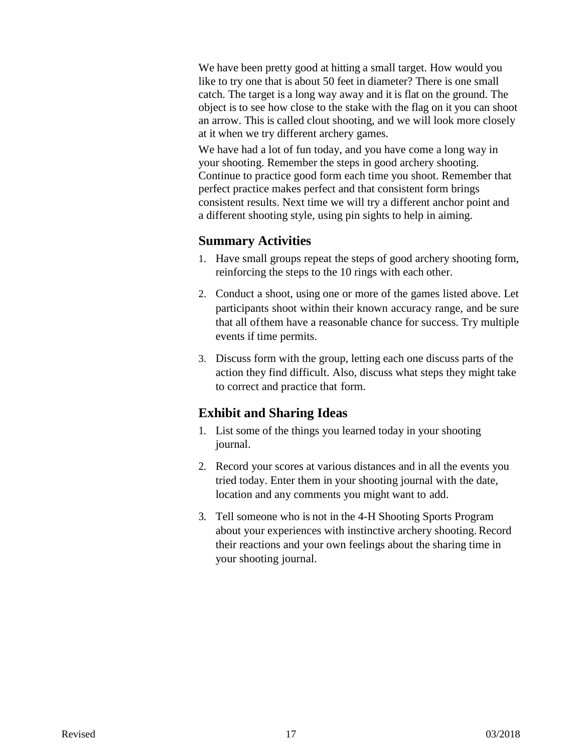We have been pretty good at hitting a small target. How would you like to try one that is about 50 feet in diameter? There is one small catch. The target is a long way away and it is flat on the ground. The object is to see how close to the stake with the flag on it you can shoot an arrow. This is called clout shooting, and we will look more closely at it when we try different archery games.

We have had a lot of fun today, and you have come a long way in your shooting. Remember the steps in good archery shooting. Continue to practice good form each time you shoot. Remember that perfect practice makes perfect and that consistent form brings consistent results. Next time we will try a different anchor point and a different shooting style, using pin sights to help in aiming.

## Summary Activities

1. Have small groups repeat the steps of good archery shooting form, reinforcing the steps to the 10 rings with each other.
2. Conduct a shoot, using one or more of the games listed above. Let participants shoot within their known accuracy range, and be sure that all of them have a reasonable chance for success. Try multiple events if time permits.
3. Discuss form with the group, letting each one discuss parts of the action they find difficult. Also, discuss what steps they might take to correct and practice that form.

## Exhibit and Sharing Ideas

1. List some of the things you learned today in your shooting journal.
2. Record your scores at various distances and in all the events you tried today. Enter them in your shooting journal with the date, location and any comments you might want to add.
3. Tell someone who is not in the 4-H Shooting Sports Program about your experiences with instinctive archery shooting. Record their reactions and your own feelings about the sharing time in your shooting journal.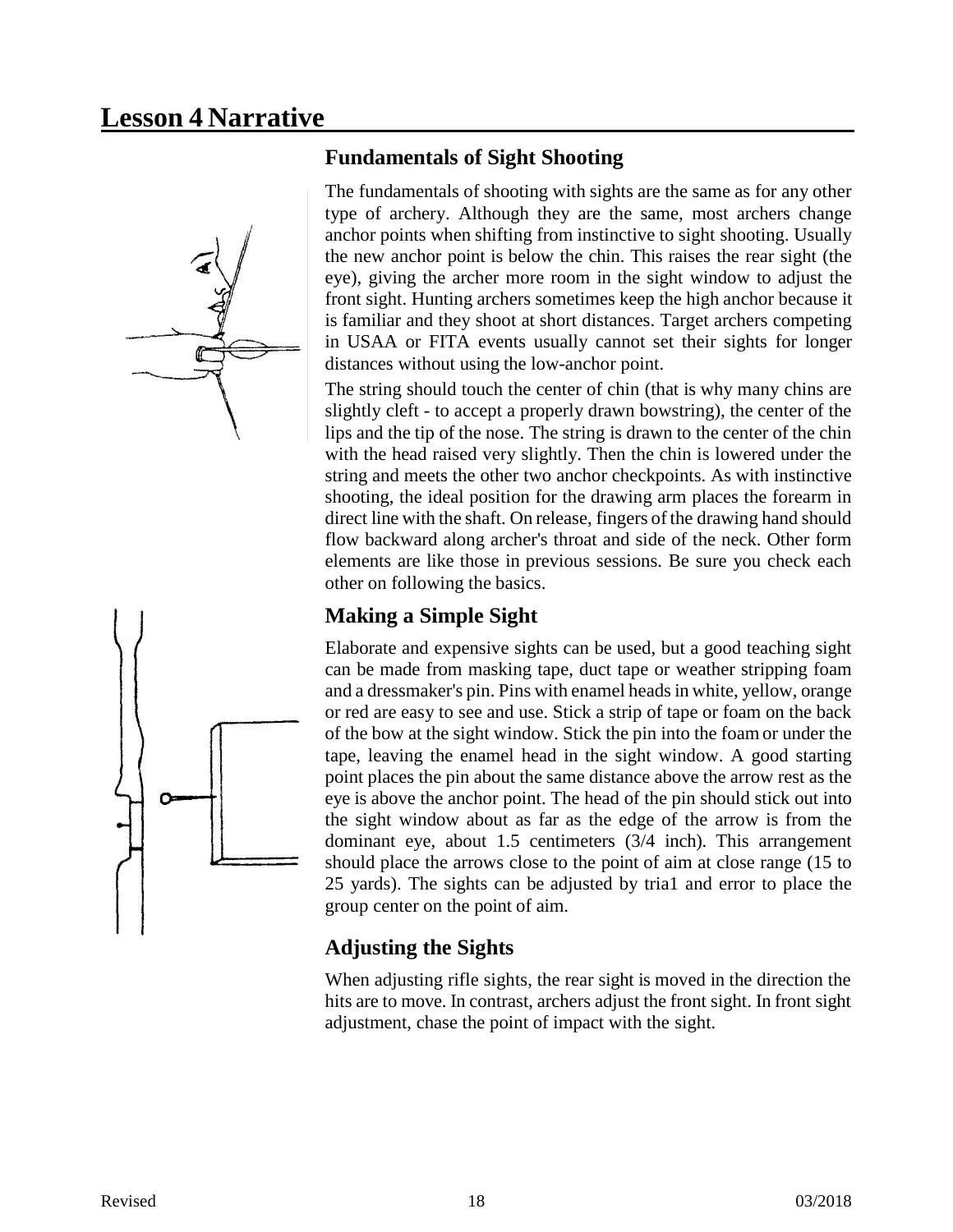# Lesson 4 Narrative

## Fundamentals of Sight Shooting

The fundamentals of shooting with sights are the same as for any other type of archery. Although they are the same, most archers change anchor points when shifting from instinctive to sight shooting. Usually the new anchor point is below the chin. This raises the rear sight (the eye), giving the archer more room in the sight window to adjust the front sight. Hunting archers sometimes keep the high anchor because it is familiar and they shoot at short distances. Target archers competing in USAA or FITA events usually cannot set their sights for longer distances without using the low-anchor point.

The string should touch the center of chin (that is why many chins are slightly cleft - to accept a properly drawn bowstring), the center of the lips and the tip of the nose. The string is drawn to the center of the chin with the head raised very slightly. Then the chin is lowered under the string and meets the other two anchor checkpoints. As with instinctive shooting, the ideal position for the drawing arm places the forearm in direct line with the shaft. On release, fingers of the drawing hand should flow backward along archer's throat and side of the neck. Other form elements are like those in previous sessions. Be sure you check each other on following the basics.

## Making a Simple Sight

Elaborate and expensive sights can be used, but a good teaching sight can be made from masking tape, duct tape or weather stripping foam and a dressmaker's pin. Pins with enamel heads in white, yellow, orange or red are easy to see and use. Stick a strip of tape or foam on the back of the bow at the sight window. Stick the pin into the foam or under the tape, leaving the enamel head in the sight window. A good starting point places the pin about the same distance above the arrow rest as the eye is above the anchor point. The head of the pin should stick out into the sight window about as far as the edge of the arrow is from the dominant eye, about 1.5 centimeters (3/4 inch). This arrangement should place the arrows close to the point of aim at close range (15 to 25 yards). The sights can be adjusted by tria1 and error to place the group center on the point of aim.

## Adjusting the Sights

When adjusting rifle sights, the rear sight is moved in the direction the hits are to move. In contrast, archers adjust the front sight. In front sight adjustment, chase the point of impact with the sight.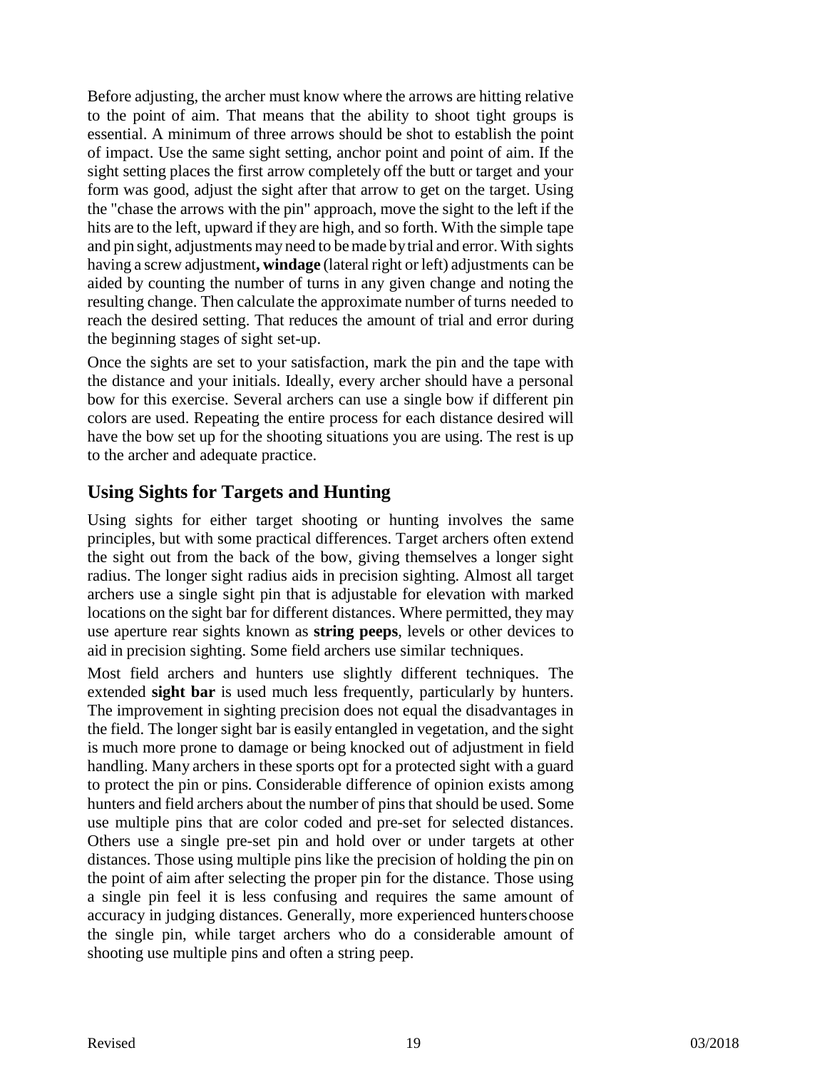Before adjusting, the archer must know where the arrows are hitting relative to the point of aim. That means that the ability to shoot tight groups is essential. A minimum of three arrows should be shot to establish the point of impact. Use the same sight setting, anchor point and point of aim. If the sight setting places the first arrow completely off the butt or target and your form was good, adjust the sight after that arrow to get on the target. Using the "chase the arrows with the pin" approach, move the sight to the left if the hits are to the left, upward if they are high, and so forth. With the simple tape and pin sight, adjustments may need to be made by trial and error. With sights having a screw adjustment**, windage** (lateral right or left) adjustments can be aided by counting the number of turns in any given change and noting the resulting change. Then calculate the approximate number of turns needed to reach the desired setting. That reduces the amount of trial and error during the beginning stages of sight set-up.

Once the sights are set to your satisfaction, mark the pin and the tape with the distance and your initials. Ideally, every archer should have a personal bow for this exercise. Several archers can use a single bow if different pin colors are used. Repeating the entire process for each distance desired will have the bow set up for the shooting situations you are using. The rest is up to the archer and adequate practice.

## Using Sights for Targets and Hunting

Using sights for either target shooting or hunting involves the same principles, but with some practical differences. Target archers often extend the sight out from the back of the bow, giving themselves a longer sight radius. The longer sight radius aids in precision sighting. Almost all target archers use a single sight pin that is adjustable for elevation with marked locations on the sight bar for different distances. Where permitted, they may use aperture rear sights known as **string peeps**, levels or other devices to aid in precision sighting. Some field archers use similar techniques.

Most field archers and hunters use slightly different techniques. The extended **sight bar** is used much less frequently, particularly by hunters. The improvement in sighting precision does not equal the disadvantages in the field. The longer sight bar is easily entangled in vegetation, and the sight is much more prone to damage or being knocked out of adjustment in field handling. Many archers in these sports opt for a protected sight with a guard to protect the pin or pins. Considerable difference of opinion exists among hunters and field archers about the number of pins that should be used. Some use multiple pins that are color coded and pre-set for selected distances. Others use a single pre-set pin and hold over or under targets at other distances. Those using multiple pins like the precision of holding the pin on the point of aim after selecting the proper pin for the distance. Those using a single pin feel it is less confusing and requires the same amount of accuracy in judging distances. Generally, more experienced hunters choose the single pin, while target archers who do a considerable amount of shooting use multiple pins and often a string peep.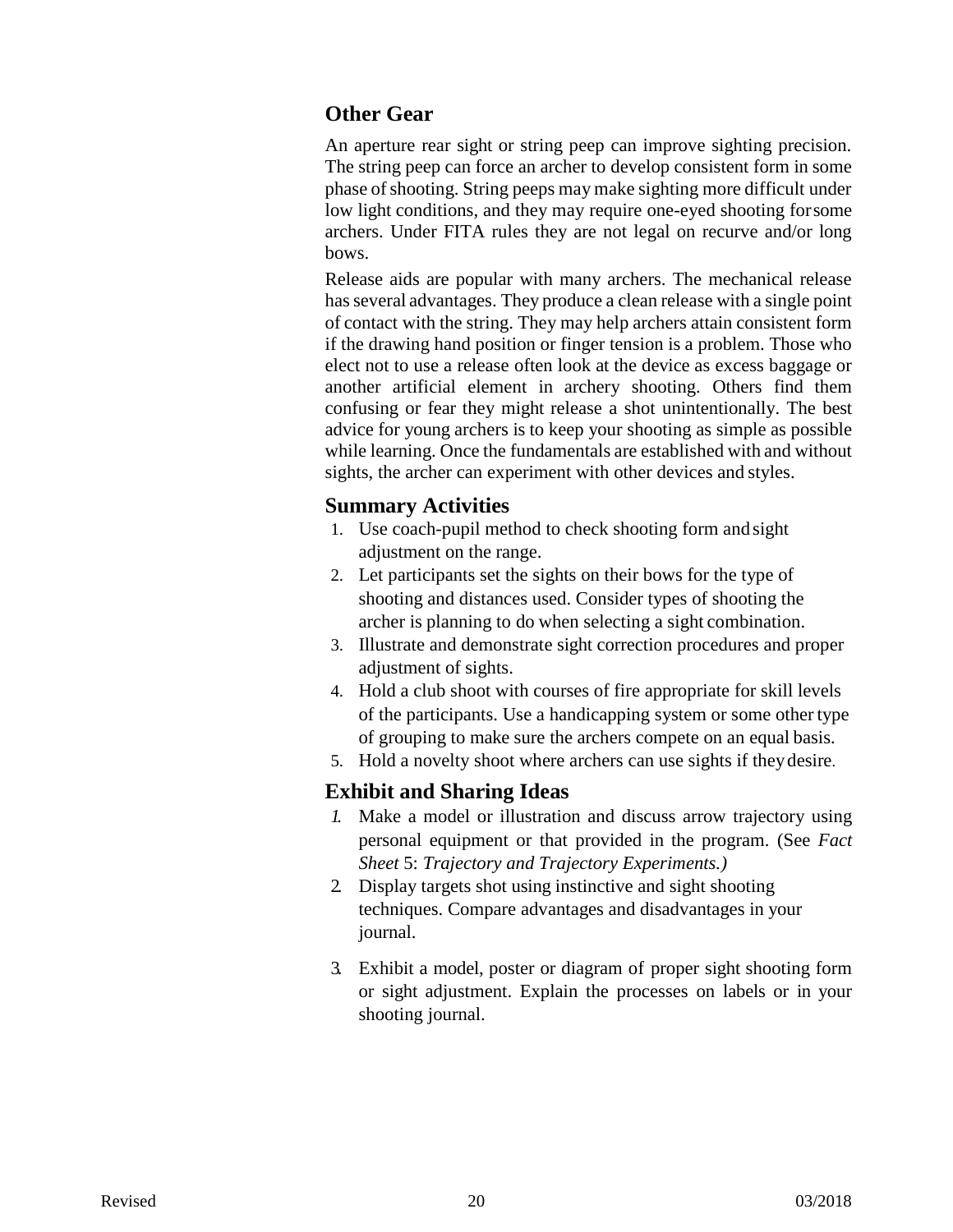## Other Gear

An aperture rear sight or string peep can improve sighting precision. The string peep can force an archer to develop consistent form in some phase of shooting. String peeps may make sighting more difficult under low light conditions, and they may require one-eyed shooting for some archers. Under FITA rules they are not legal on recurve and/or long bows.

Release aids are popular with many archers. The mechanical release has several advantages. They produce a clean release with a single point of contact with the string. They may help archers attain consistent form if the drawing hand position or finger tension is a problem. Those who elect not to use a release often look at the device as excess baggage or another artificial element in archery shooting. Others find them confusing or fear they might release a shot unintentionally. The best advice for young archers is to keep your shooting as simple as possible while learning. Once the fundamentals are established with and without sights, the archer can experiment with other devices and styles.

## Summary Activities

1. Use coach-pupil method to check shooting form and sight adjustment on the range.
2. Let participants set the sights on their bows for the type of shooting and distances used. Consider types of shooting the archer is planning to do when selecting a sight combination.
3. Illustrate and demonstrate sight correction procedures and proper adjustment of sights.
4. Hold a club shoot with courses of fire appropriate for skill levels of the participants. Use a handicapping system or some other type of grouping to make sure the archers compete on an equal basis.
5. Hold a novelty shoot where archers can use sights if they desire.

## Exhibit and Sharing Ideas

1. Make a model or illustration and discuss arrow trajectory using personal equipment or that provided in the program. (See *Fact Sheet* 5: *Trajectory and Trajectory Experiments.)*
2. Display targets shot using instinctive and sight shooting techniques. Compare advantages and disadvantages in your journal.
3. Exhibit a model, poster or diagram of proper sight shooting form or sight adjustment. Explain the processes on labels or in your shooting journal.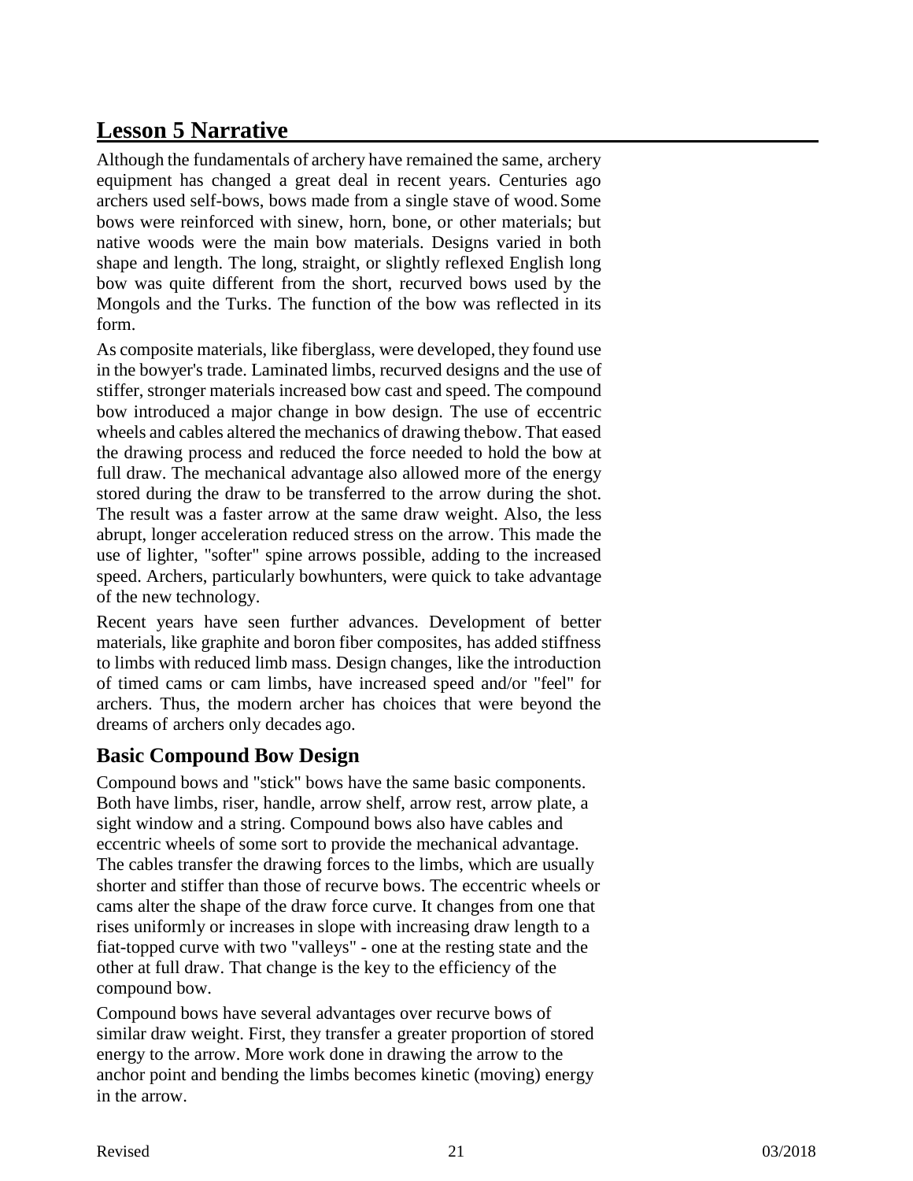## Lesson 5 Narrative

Although the fundamentals of archery have remained the same, archery equipment has changed a great deal in recent years. Centuries ago archers used self-bows, bows made from a single stave of wood. Some bows were reinforced with sinew, horn, bone, or other materials; but native woods were the main bow materials. Designs varied in both shape and length. The long, straight, or slightly reflexed English long bow was quite different from the short, recurved bows used by the Mongols and the Turks. The function of the bow was reflected in its form.

As composite materials, like fiberglass, were developed, they found use in the bowyer's trade. Laminated limbs, recurved designs and the use of stiffer, stronger materials increased bow cast and speed. The compound bow introduced a major change in bow design. The use of eccentric wheels and cables altered the mechanics of drawing thebow. That eased the drawing process and reduced the force needed to hold the bow at full draw. The mechanical advantage also allowed more of the energy stored during the draw to be transferred to the arrow during the shot. The result was a faster arrow at the same draw weight. Also, the less abrupt, longer acceleration reduced stress on the arrow. This made the use of lighter, "softer" spine arrows possible, adding to the increased speed. Archers, particularly bowhunters, were quick to take advantage of the new technology.

Recent years have seen further advances. Development of better materials, like graphite and boron fiber composites, has added stiffness to limbs with reduced limb mass. Design changes, like the introduction of timed cams or cam limbs, have increased speed and/or "feel" for archers. Thus, the modern archer has choices that were beyond the dreams of archers only decades ago.

### Basic Compound Bow Design

Compound bows and "stick" bows have the same basic components. Both have limbs, riser, handle, arrow shelf, arrow rest, arrow plate, a sight window and a string. Compound bows also have cables and eccentric wheels of some sort to provide the mechanical advantage. The cables transfer the drawing forces to the limbs, which are usually shorter and stiffer than those of recurve bows. The eccentric wheels or cams alter the shape of the draw force curve. It changes from one that rises uniformly or increases in slope with increasing draw length to a fiat-topped curve with two "valleys" - one at the resting state and the other at full draw. That change is the key to the efficiency of the compound bow.

Compound bows have several advantages over recurve bows of similar draw weight. First, they transfer a greater proportion of stored energy to the arrow. More work done in drawing the arrow to the anchor point and bending the limbs becomes kinetic (moving) energy in the arrow.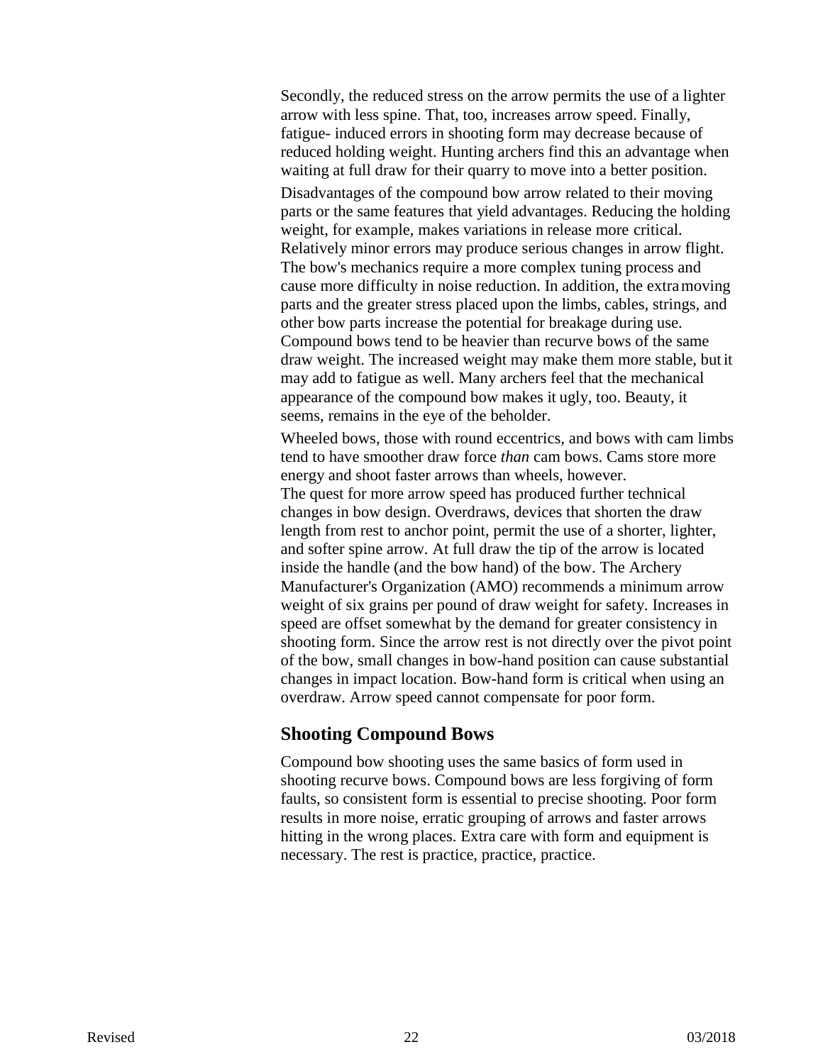Secondly, the reduced stress on the arrow permits the use of a lighter arrow with less spine. That, too, increases arrow speed. Finally, fatigue- induced errors in shooting form may decrease because of reduced holding weight. Hunting archers find this an advantage when waiting at full draw for their quarry to move into a better position.

Disadvantages of the compound bow arrow related to their moving parts or the same features that yield advantages. Reducing the holding weight, for example, makes variations in release more critical. Relatively minor errors may produce serious changes in arrow flight. The bow's mechanics require a more complex tuning process and cause more difficulty in noise reduction. In addition, the extra moving parts and the greater stress placed upon the limbs, cables, strings, and other bow parts increase the potential for breakage during use. Compound bows tend to be heavier than recurve bows of the same draw weight. The increased weight may make them more stable, but it may add to fatigue as well. Many archers feel that the mechanical appearance of the compound bow makes it ugly, too. Beauty, it seems, remains in the eye of the beholder.

Wheeled bows, those with round eccentrics, and bows with cam limbs tend to have smoother draw force *than* cam bows. Cams store more energy and shoot faster arrows than wheels, however.
The quest for more arrow speed has produced further technical changes in bow design. Overdraws, devices that shorten the draw length from rest to anchor point, permit the use of a shorter, lighter, and softer spine arrow. At full draw the tip of the arrow is located inside the handle (and the bow hand) of the bow. The Archery Manufacturer's Organization (AMO) recommends a minimum arrow weight of six grains per pound of draw weight for safety. Increases in speed are offset somewhat by the demand for greater consistency in shooting form. Since the arrow rest is not directly over the pivot point of the bow, small changes in bow-hand position can cause substantial changes in impact location. Bow-hand form is critical when using an overdraw. Arrow speed cannot compensate for poor form.

## Shooting Compound Bows

Compound bow shooting uses the same basics of form used in shooting recurve bows. Compound bows are less forgiving of form faults, so consistent form is essential to precise shooting. Poor form results in more noise, erratic grouping of arrows and faster arrows hitting in the wrong places. Extra care with form and equipment is necessary. The rest is practice, practice, practice.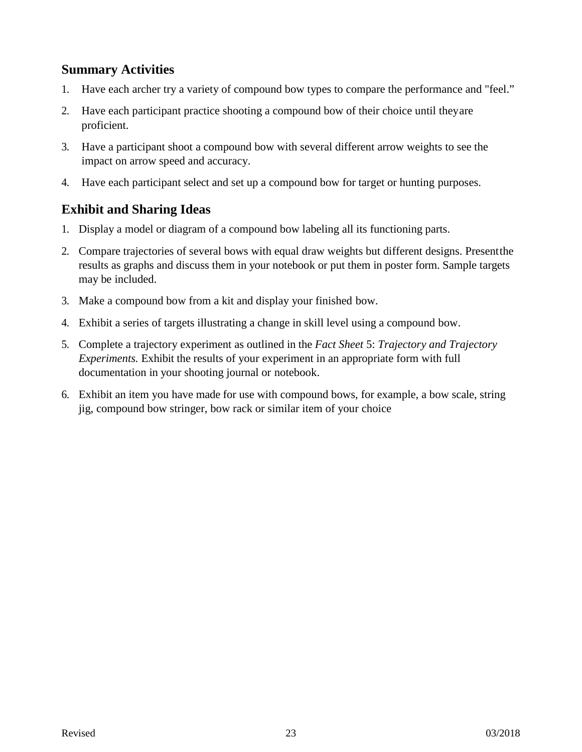## Summary Activities

1. Have each archer try a variety of compound bow types to compare the performance and "feel."
2. Have each participant practice shooting a compound bow of their choice until they are proficient.
3. Have a participant shoot a compound bow with several different arrow weights to see the impact on arrow speed and accuracy.
4. Have each participant select and set up a compound bow for target or hunting purposes.

## Exhibit and Sharing Ideas

1. Display a model or diagram of a compound bow labeling all its functioning parts.
2. Compare trajectories of several bows with equal draw weights but different designs. Present the results as graphs and discuss them in your notebook or put them in poster form. Sample targets may be included.
3. Make a compound bow from a kit and display your finished bow.
4. Exhibit a series of targets illustrating a change in skill level using a compound bow.
5. Complete a trajectory experiment as outlined in the *Fact Sheet* 5: *Trajectory and Trajectory Experiments.* Exhibit the results of your experiment in an appropriate form with full documentation in your shooting journal or notebook.
6. Exhibit an item you have made for use with compound bows, for example, a bow scale, string jig, compound bow stringer, bow rack or similar item of your choice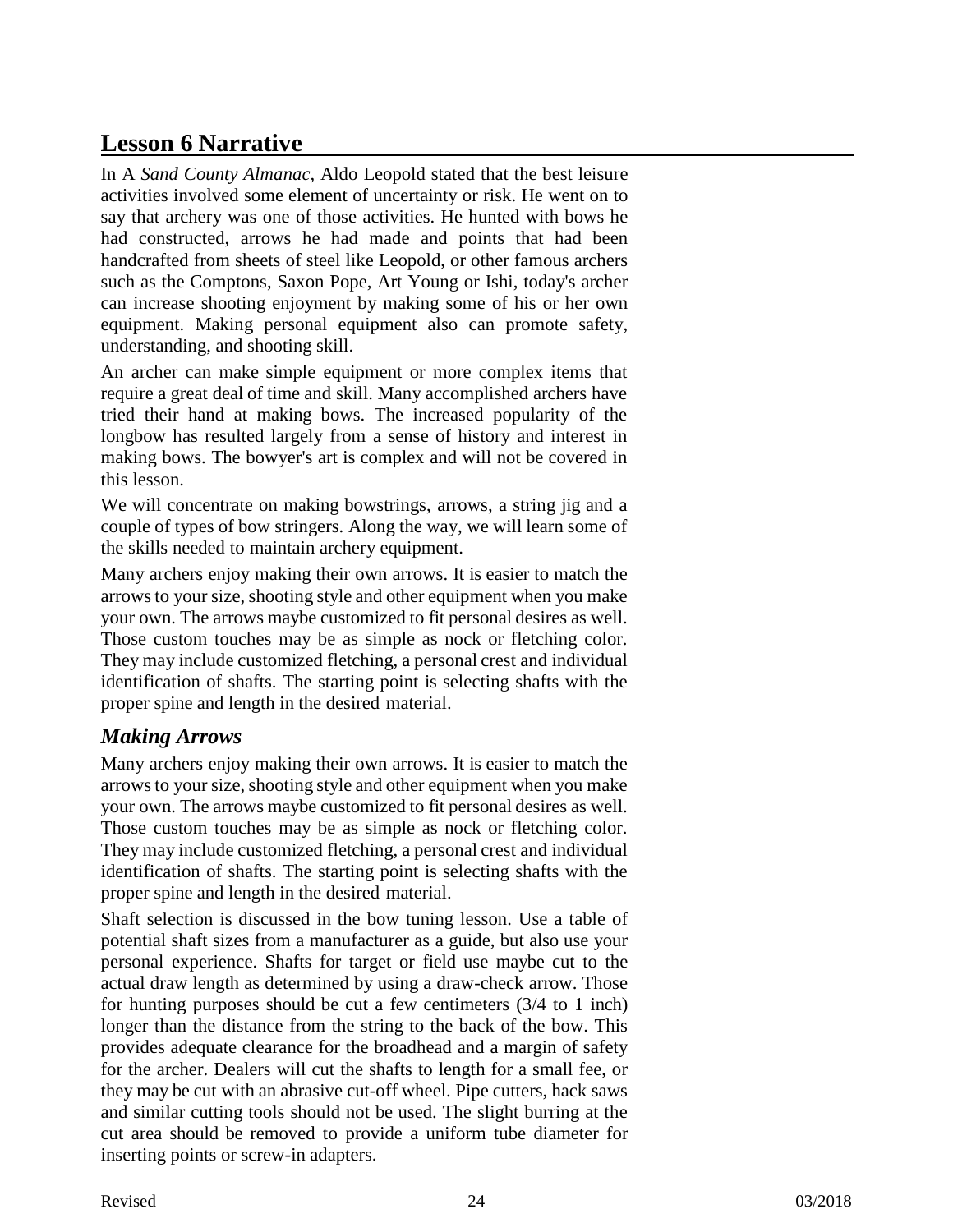## Lesson 6 Narrative

In A *Sand County Almanac*, Aldo Leopold stated that the best leisure activities involved some element of uncertainty or risk. He went on to say that archery was one of those activities. He hunted with bows he had constructed, arrows he had made and points that had been handcrafted from sheets of steel like Leopold, or other famous archers such as the Comptons, Saxon Pope, Art Young or Ishi, today's archer can increase shooting enjoyment by making some of his or her own equipment. Making personal equipment also can promote safety, understanding, and shooting skill.

An archer can make simple equipment or more complex items that require a great deal of time and skill. Many accomplished archers have tried their hand at making bows. The increased popularity of the longbow has resulted largely from a sense of history and interest in making bows. The bowyer's art is complex and will not be covered in this lesson.

We will concentrate on making bowstrings, arrows, a string jig and a couple of types of bow stringers. Along the way, we will learn some of the skills needed to maintain archery equipment.

Many archers enjoy making their own arrows. It is easier to match the arrows to your size, shooting style and other equipment when you make your own. The arrows maybe customized to fit personal desires as well. Those custom touches may be as simple as nock or fletching color. They may include customized fletching, a personal crest and individual identification of shafts. The starting point is selecting shafts with the proper spine and length in the desired material.

### *Making Arrows*

Many archers enjoy making their own arrows. It is easier to match the arrows to your size, shooting style and other equipment when you make your own. The arrows maybe customized to fit personal desires as well. Those custom touches may be as simple as nock or fletching color. They may include customized fletching, a personal crest and individual identification of shafts. The starting point is selecting shafts with the proper spine and length in the desired material.

Shaft selection is discussed in the bow tuning lesson. Use a table of potential shaft sizes from a manufacturer as a guide, but also use your personal experience. Shafts for target or field use maybe cut to the actual draw length as determined by using a draw-check arrow. Those for hunting purposes should be cut a few centimeters (3/4 to 1 inch) longer than the distance from the string to the back of the bow. This provides adequate clearance for the broadhead and a margin of safety for the archer. Dealers will cut the shafts to length for a small fee, or they may be cut with an abrasive cut-off wheel. Pipe cutters, hack saws and similar cutting tools should not be used. The slight burring at the cut area should be removed to provide a uniform tube diameter for inserting points or screw-in adapters.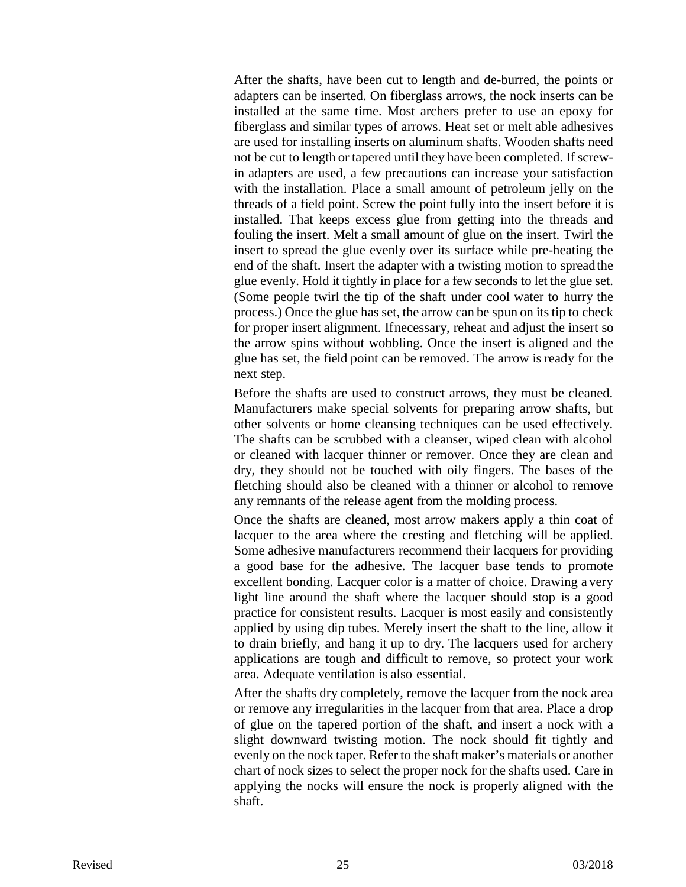After the shafts, have been cut to length and de-burred, the points or adapters can be inserted. On fiberglass arrows, the nock inserts can be installed at the same time. Most archers prefer to use an epoxy for fiberglass and similar types of arrows. Heat set or melt able adhesives are used for installing inserts on aluminum shafts. Wooden shafts need not be cut to length or tapered until they have been completed. If screw-in adapters are used, a few precautions can increase your satisfaction with the installation. Place a small amount of petroleum jelly on the threads of a field point. Screw the point fully into the insert before it is installed. That keeps excess glue from getting into the threads and fouling the insert. Melt a small amount of glue on the insert. Twirl the insert to spread the glue evenly over its surface while pre-heating the end of the shaft. Insert the adapter with a twisting motion to spread the glue evenly. Hold it tightly in place for a few seconds to let the glue set. (Some people twirl the tip of the shaft under cool water to hurry the process.) Once the glue has set, the arrow can be spun on its tip to check for proper insert alignment. If necessary, reheat and adjust the insert so the arrow spins without wobbling. Once the insert is aligned and the glue has set, the field point can be removed. The arrow is ready for the next step.

Before the shafts are used to construct arrows, they must be cleaned. Manufacturers make special solvents for preparing arrow shafts, but other solvents or home cleansing techniques can be used effectively. The shafts can be scrubbed with a cleanser, wiped clean with alcohol or cleaned with lacquer thinner or remover. Once they are clean and dry, they should not be touched with oily fingers. The bases of the fletching should also be cleaned with a thinner or alcohol to remove any remnants of the release agent from the molding process.

Once the shafts are cleaned, most arrow makers apply a thin coat of lacquer to the area where the cresting and fletching will be applied. Some adhesive manufacturers recommend their lacquers for providing a good base for the adhesive. The lacquer base tends to promote excellent bonding. Lacquer color is a matter of choice. Drawing a very light line around the shaft where the lacquer should stop is a good practice for consistent results. Lacquer is most easily and consistently applied by using dip tubes. Merely insert the shaft to the line, allow it to drain briefly, and hang it up to dry. The lacquers used for archery applications are tough and difficult to remove, so protect your work area. Adequate ventilation is also essential.

After the shafts dry completely, remove the lacquer from the nock area or remove any irregularities in the lacquer from that area. Place a drop of glue on the tapered portion of the shaft, and insert a nock with a slight downward twisting motion. The nock should fit tightly and evenly on the nock taper. Refer to the shaft maker's materials or another chart of nock sizes to select the proper nock for the shafts used. Care in applying the nocks will ensure the nock is properly aligned with the shaft.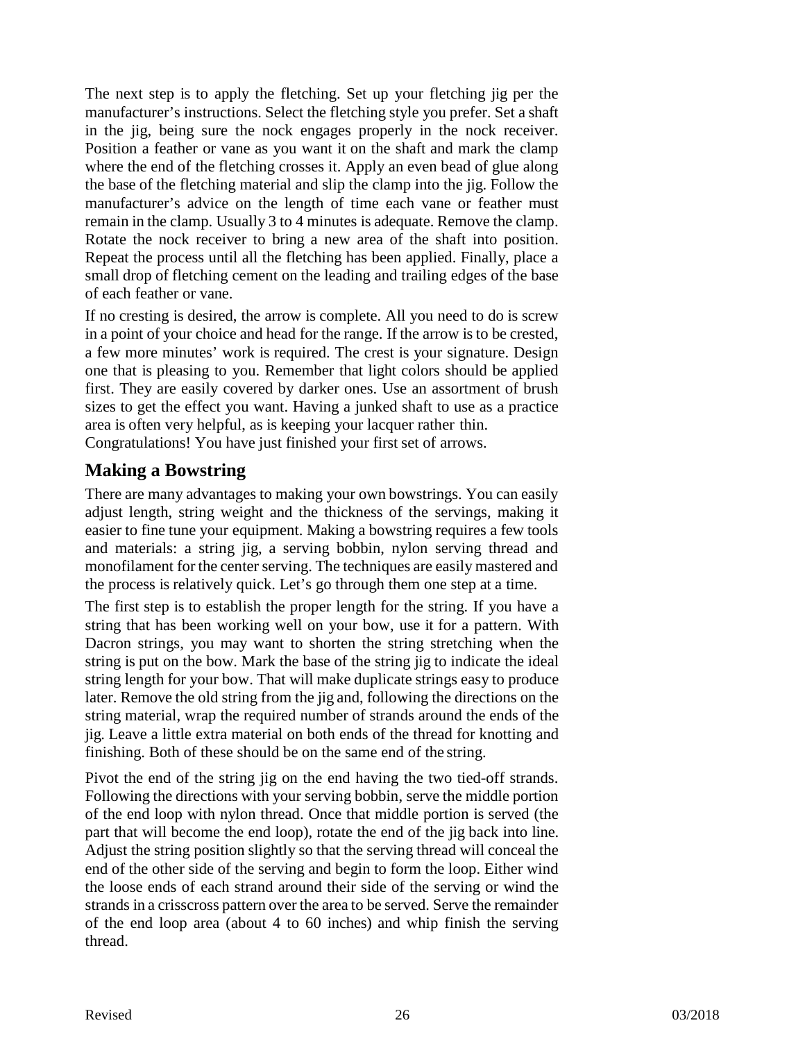The next step is to apply the fletching. Set up your fletching jig per the manufacturer's instructions. Select the fletching style you prefer. Set a shaft in the jig, being sure the nock engages properly in the nock receiver. Position a feather or vane as you want it on the shaft and mark the clamp where the end of the fletching crosses it. Apply an even bead of glue along the base of the fletching material and slip the clamp into the jig. Follow the manufacturer's advice on the length of time each vane or feather must remain in the clamp. Usually 3 to 4 minutes is adequate. Remove the clamp. Rotate the nock receiver to bring a new area of the shaft into position. Repeat the process until all the fletching has been applied. Finally, place a small drop of fletching cement on the leading and trailing edges of the base of each feather or vane.

If no cresting is desired, the arrow is complete. All you need to do is screw in a point of your choice and head for the range. If the arrow is to be crested, a few more minutes' work is required. The crest is your signature. Design one that is pleasing to you. Remember that light colors should be applied first. They are easily covered by darker ones. Use an assortment of brush sizes to get the effect you want. Having a junked shaft to use as a practice area is often very helpful, as is keeping your lacquer rather thin.
Congratulations! You have just finished your first set of arrows.

## Making a Bowstring

There are many advantages to making your own bowstrings. You can easily adjust length, string weight and the thickness of the servings, making it easier to fine tune your equipment. Making a bowstring requires a few tools and materials: a string jig, a serving bobbin, nylon serving thread and monofilament for the center serving. The techniques are easily mastered and the process is relatively quick. Let's go through them one step at a time.

The first step is to establish the proper length for the string. If you have a string that has been working well on your bow, use it for a pattern. With Dacron strings, you may want to shorten the string stretching when the string is put on the bow. Mark the base of the string jig to indicate the ideal string length for your bow. That will make duplicate strings easy to produce later. Remove the old string from the jig and, following the directions on the string material, wrap the required number of strands around the ends of the jig. Leave a little extra material on both ends of the thread for knotting and finishing. Both of these should be on the same end of the string.

Pivot the end of the string jig on the end having the two tied-off strands. Following the directions with your serving bobbin, serve the middle portion of the end loop with nylon thread. Once that middle portion is served (the part that will become the end loop), rotate the end of the jig back into line. Adjust the string position slightly so that the serving thread will conceal the end of the other side of the serving and begin to form the loop. Either wind the loose ends of each strand around their side of the serving or wind the strands in a crisscross pattern over the area to be served. Serve the remainder of the end loop area (about 4 to 60 inches) and whip finish the serving thread.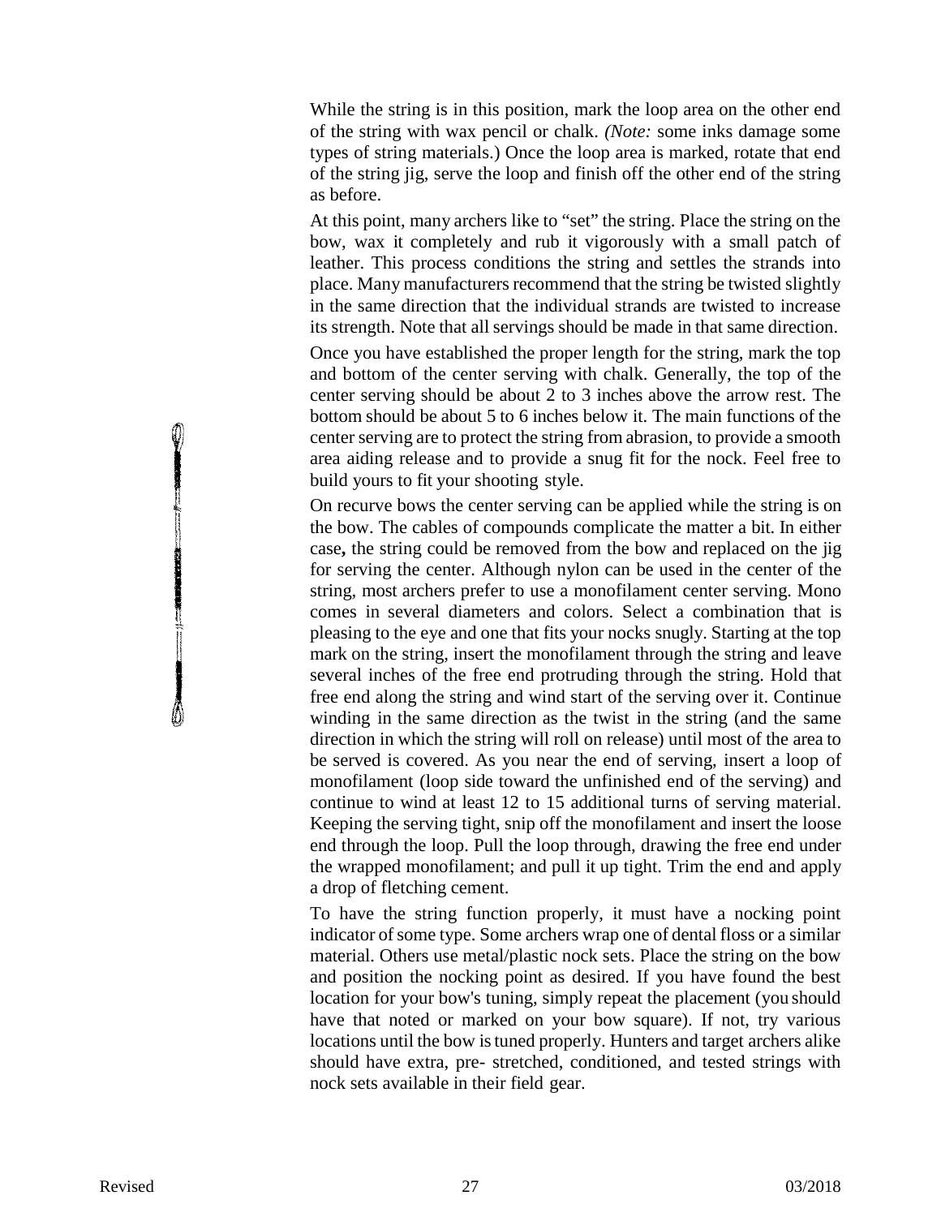While the string is in this position, mark the loop area on the other end of the string with wax pencil or chalk. *(Note:* some inks damage some types of string materials.) Once the loop area is marked, rotate that end of the string jig, serve the loop and finish off the other end of the string as before.

At this point, many archers like to "set" the string. Place the string on the bow, wax it completely and rub it vigorously with a small patch of leather. This process conditions the string and settles the strands into place. Many manufacturers recommend that the string be twisted slightly in the same direction that the individual strands are twisted to increase its strength. Note that all servings should be made in that same direction.

Once you have established the proper length for the string, mark the top and bottom of the center serving with chalk. Generally, the top of the center serving should be about 2 to 3 inches above the arrow rest. The bottom should be about 5 to 6 inches below it. The main functions of the center serving are to protect the string from abrasion, to provide a smooth area aiding release and to provide a snug fit for the nock. Feel free to build yours to fit your shooting style.

On recurve bows the center serving can be applied while the string is on the bow. The cables of compounds complicate the matter a bit. In either case**,** the string could be removed from the bow and replaced on the jig for serving the center. Although nylon can be used in the center of the string, most archers prefer to use a monofilament center serving. Mono comes in several diameters and colors. Select a combination that is pleasing to the eye and one that fits your nocks snugly. Starting at the top mark on the string, insert the monofilament through the string and leave several inches of the free end protruding through the string. Hold that free end along the string and wind start of the serving over it. Continue winding in the same direction as the twist in the string (and the same direction in which the string will roll on release) until most of the area to be served is covered. As you near the end of serving, insert a loop of monofilament (loop side toward the unfinished end of the serving) and continue to wind at least 12 to 15 additional turns of serving material. Keeping the serving tight, snip off the monofilament and insert the loose end through the loop. Pull the loop through, drawing the free end under the wrapped monofilament; and pull it up tight. Trim the end and apply a drop of fletching cement.

To have the string function properly, it must have a nocking point indicator of some type. Some archers wrap one of dental floss or a similar material. Others use metal/plastic nock sets. Place the string on the bow and position the nocking point as desired. If you have found the best location for your bow's tuning, simply repeat the placement (you should have that noted or marked on your bow square). If not, try various locations until the bow is tuned properly. Hunters and target archers alike should have extra, pre- stretched, conditioned, and tested strings with nock sets available in their field gear.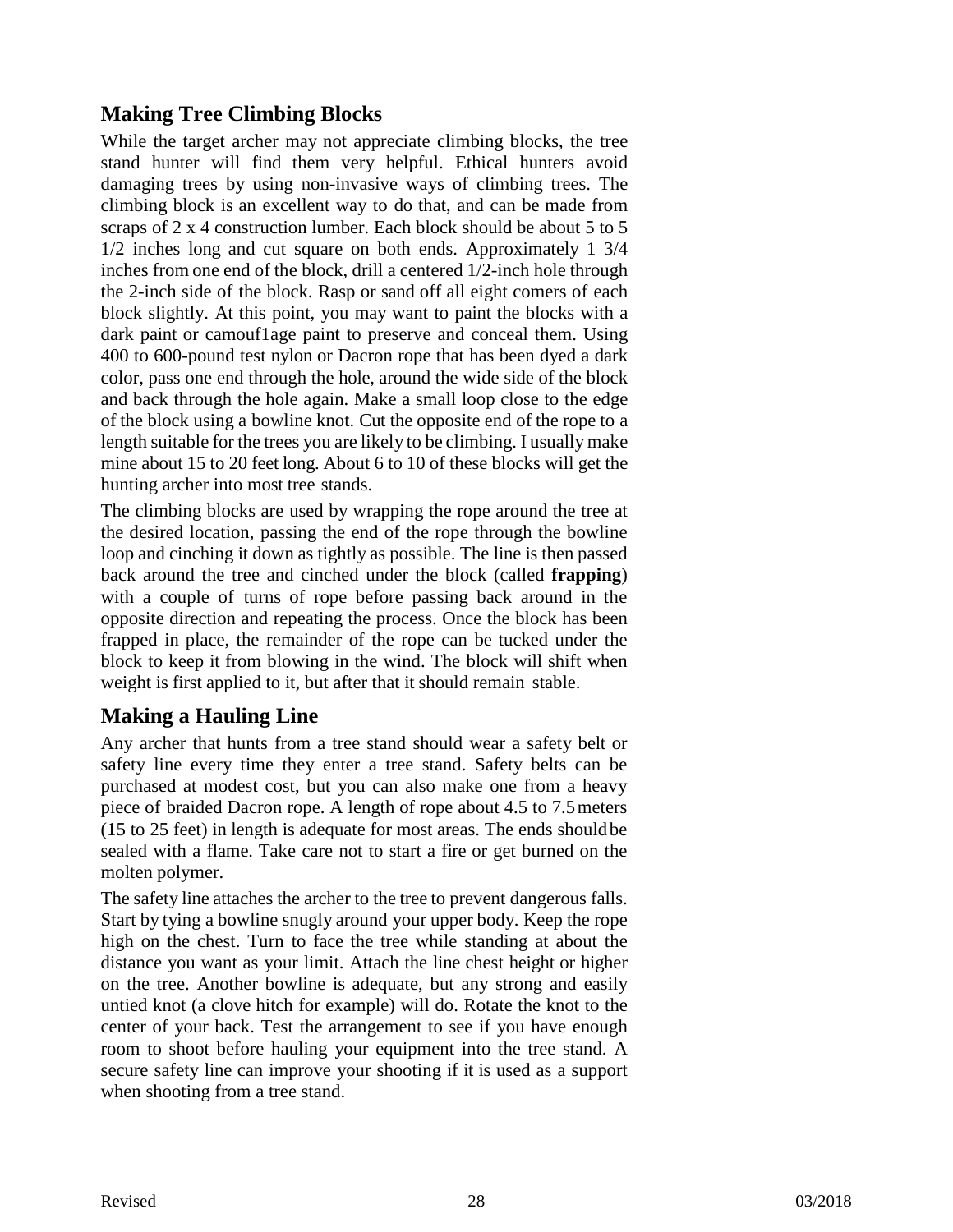## Making Tree Climbing Blocks

While the target archer may not appreciate climbing blocks, the tree stand hunter will find them very helpful. Ethical hunters avoid damaging trees by using non-invasive ways of climbing trees. The climbing block is an excellent way to do that, and can be made from scraps of 2 x 4 construction lumber. Each block should be about 5 to 5 1/2 inches long and cut square on both ends. Approximately 1 3/4 inches from one end of the block, drill a centered 1/2-inch hole through the 2-inch side of the block. Rasp or sand off all eight comers of each block slightly. At this point, you may want to paint the blocks with a dark paint or camouf1age paint to preserve and conceal them. Using 400 to 600-pound test nylon or Dacron rope that has been dyed a dark color, pass one end through the hole, around the wide side of the block and back through the hole again. Make a small loop close to the edge of the block using a bowline knot. Cut the opposite end of the rope to a length suitable for the trees you are likely to be climbing. I usually make mine about 15 to 20 feet long. About 6 to 10 of these blocks will get the hunting archer into most tree stands.

The climbing blocks are used by wrapping the rope around the tree at the desired location, passing the end of the rope through the bowline loop and cinching it down as tightly as possible. The line is then passed back around the tree and cinched under the block (called **frapping**) with a couple of turns of rope before passing back around in the opposite direction and repeating the process. Once the block has been frapped in place, the remainder of the rope can be tucked under the block to keep it from blowing in the wind. The block will shift when weight is first applied to it, but after that it should remain stable.

## Making a Hauling Line

Any archer that hunts from a tree stand should wear a safety belt or safety line every time they enter a tree stand. Safety belts can be purchased at modest cost, but you can also make one from a heavy piece of braided Dacron rope. A length of rope about 4.5 to 7.5 meters (15 to 25 feet) in length is adequate for most areas. The ends should be sealed with a flame. Take care not to start a fire or get burned on the molten polymer.

The safety line attaches the archer to the tree to prevent dangerous falls. Start by tying a bowline snugly around your upper body. Keep the rope high on the chest. Turn to face the tree while standing at about the distance you want as your limit. Attach the line chest height or higher on the tree. Another bowline is adequate, but any strong and easily untied knot (a clove hitch for example) will do. Rotate the knot to the center of your back. Test the arrangement to see if you have enough room to shoot before hauling your equipment into the tree stand. A secure safety line can improve your shooting if it is used as a support when shooting from a tree stand.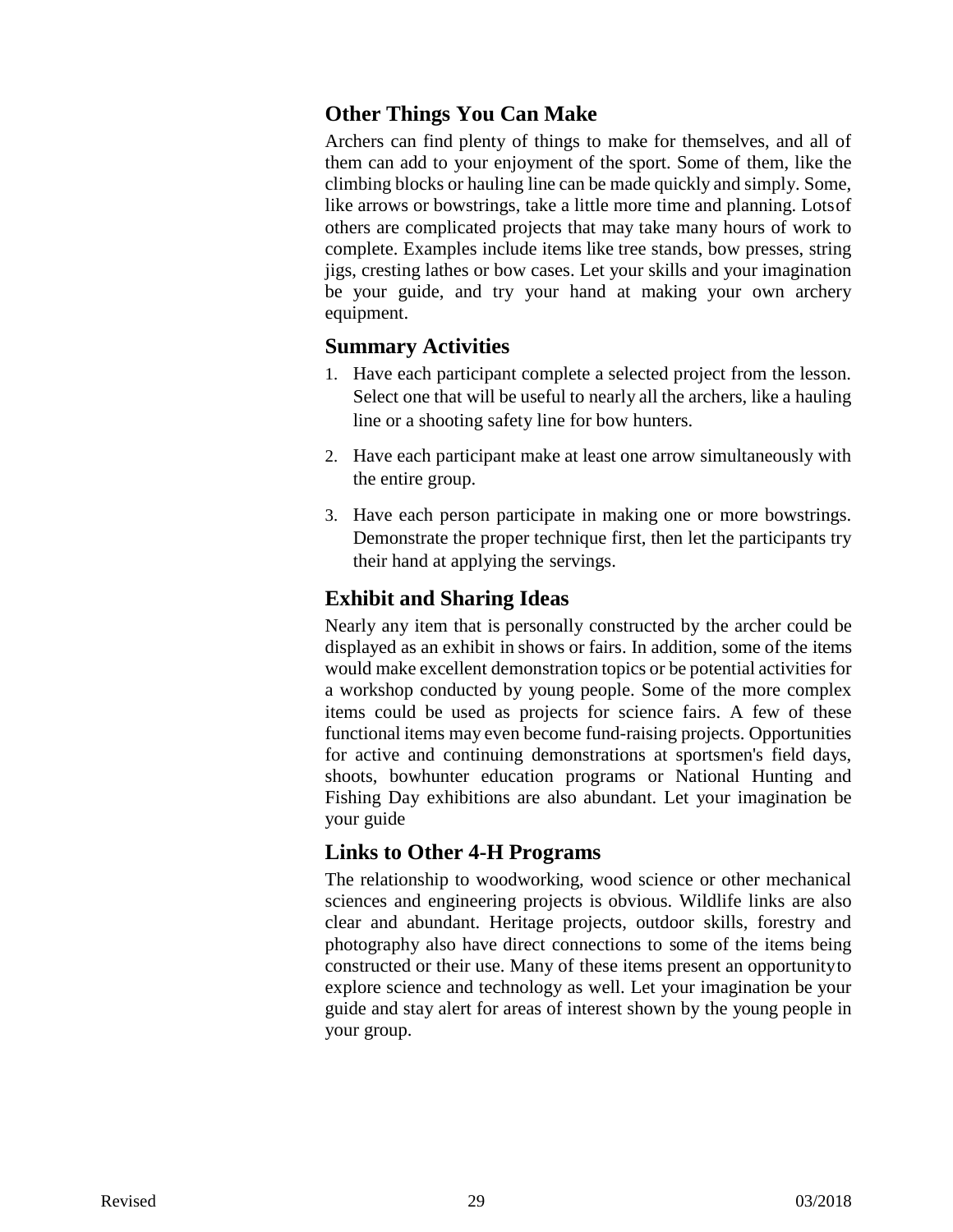## Other Things You Can Make

Archers can find plenty of things to make for themselves, and all of them can add to your enjoyment of the sport. Some of them, like the climbing blocks or hauling line can be made quickly and simply. Some, like arrows or bowstrings, take a little more time and planning. Lots of others are complicated projects that may take many hours of work to complete. Examples include items like tree stands, bow presses, string jigs, cresting lathes or bow cases. Let your skills and your imagination be your guide, and try your hand at making your own archery equipment.

## Summary Activities

1. Have each participant complete a selected project from the lesson. Select one that will be useful to nearly all the archers, like a hauling line or a shooting safety line for bow hunters.
2. Have each participant make at least one arrow simultaneously with the entire group.
3. Have each person participate in making one or more bowstrings. Demonstrate the proper technique first, then let the participants try their hand at applying the servings.

## Exhibit and Sharing Ideas

Nearly any item that is personally constructed by the archer could be displayed as an exhibit in shows or fairs. In addition, some of the items would make excellent demonstration topics or be potential activities for a workshop conducted by young people. Some of the more complex items could be used as projects for science fairs. A few of these functional items may even become fund-raising projects. Opportunities for active and continuing demonstrations at sportsmen's field days, shoots, bowhunter education programs or National Hunting and Fishing Day exhibitions are also abundant. Let your imagination be your guide

## Links to Other 4-H Programs

The relationship to woodworking, wood science or other mechanical sciences and engineering projects is obvious. Wildlife links are also clear and abundant. Heritage projects, outdoor skills, forestry and photography also have direct connections to some of the items being constructed or their use. Many of these items present an opportunity to explore science and technology as well. Let your imagination be your guide and stay alert for areas of interest shown by the young people in your group.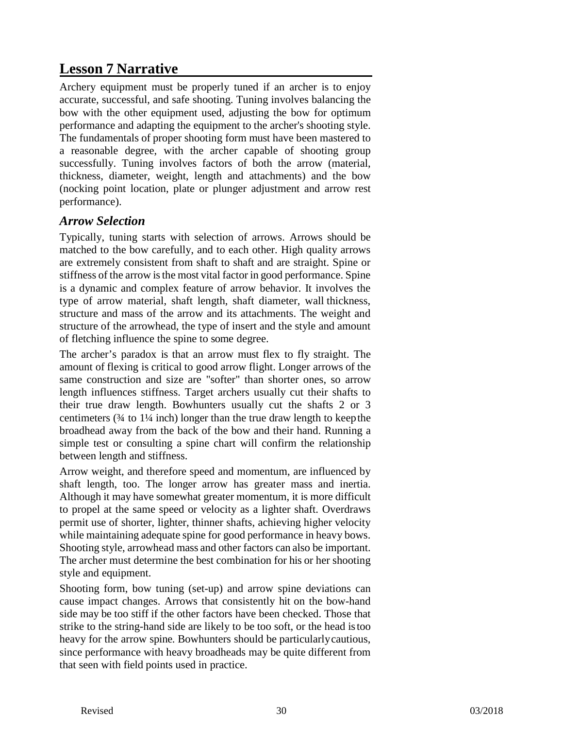## Lesson 7 Narrative

Archery equipment must be properly tuned if an archer is to enjoy accurate, successful, and safe shooting. Tuning involves balancing the bow with the other equipment used, adjusting the bow for optimum performance and adapting the equipment to the archer's shooting style. The fundamentals of proper shooting form must have been mastered to a reasonable degree, with the archer capable of shooting group successfully. Tuning involves factors of both the arrow (material, thickness, diameter, weight, length and attachments) and the bow (nocking point location, plate or plunger adjustment and arrow rest performance).

### *Arrow Selection*

Typically, tuning starts with selection of arrows. Arrows should be matched to the bow carefully, and to each other. High quality arrows are extremely consistent from shaft to shaft and are straight. Spine or stiffness of the arrow is the most vital factor in good performance. Spine is a dynamic and complex feature of arrow behavior. It involves the type of arrow material, shaft length, shaft diameter, wall thickness, structure and mass of the arrow and its attachments. The weight and structure of the arrowhead, the type of insert and the style and amount of fletching influence the spine to some degree.

The archer's paradox is that an arrow must flex to fly straight. The amount of flexing is critical to good arrow flight. Longer arrows of the same construction and size are "softer" than shorter ones, so arrow length influences stiffness. Target archers usually cut their shafts to their true draw length. Bowhunters usually cut the shafts 2 or 3 centimeters (¾ to 1¼ inch) longer than the true draw length to keep the broadhead away from the back of the bow and their hand. Running a simple test or consulting a spine chart will confirm the relationship between length and stiffness.

Arrow weight, and therefore speed and momentum, are influenced by shaft length, too. The longer arrow has greater mass and inertia. Although it may have somewhat greater momentum, it is more difficult to propel at the same speed or velocity as a lighter shaft. Overdraws permit use of shorter, lighter, thinner shafts, achieving higher velocity while maintaining adequate spine for good performance in heavy bows. Shooting style, arrowhead mass and other factors can also be important. The archer must determine the best combination for his or her shooting style and equipment.

Shooting form, bow tuning (set-up) and arrow spine deviations can cause impact changes. Arrows that consistently hit on the bow-hand side may be too stiff if the other factors have been checked. Those that strike to the string-hand side are likely to be too soft, or the head is too heavy for the arrow spine. Bowhunters should be particularly cautious, since performance with heavy broadheads may be quite different from that seen with field points used in practice.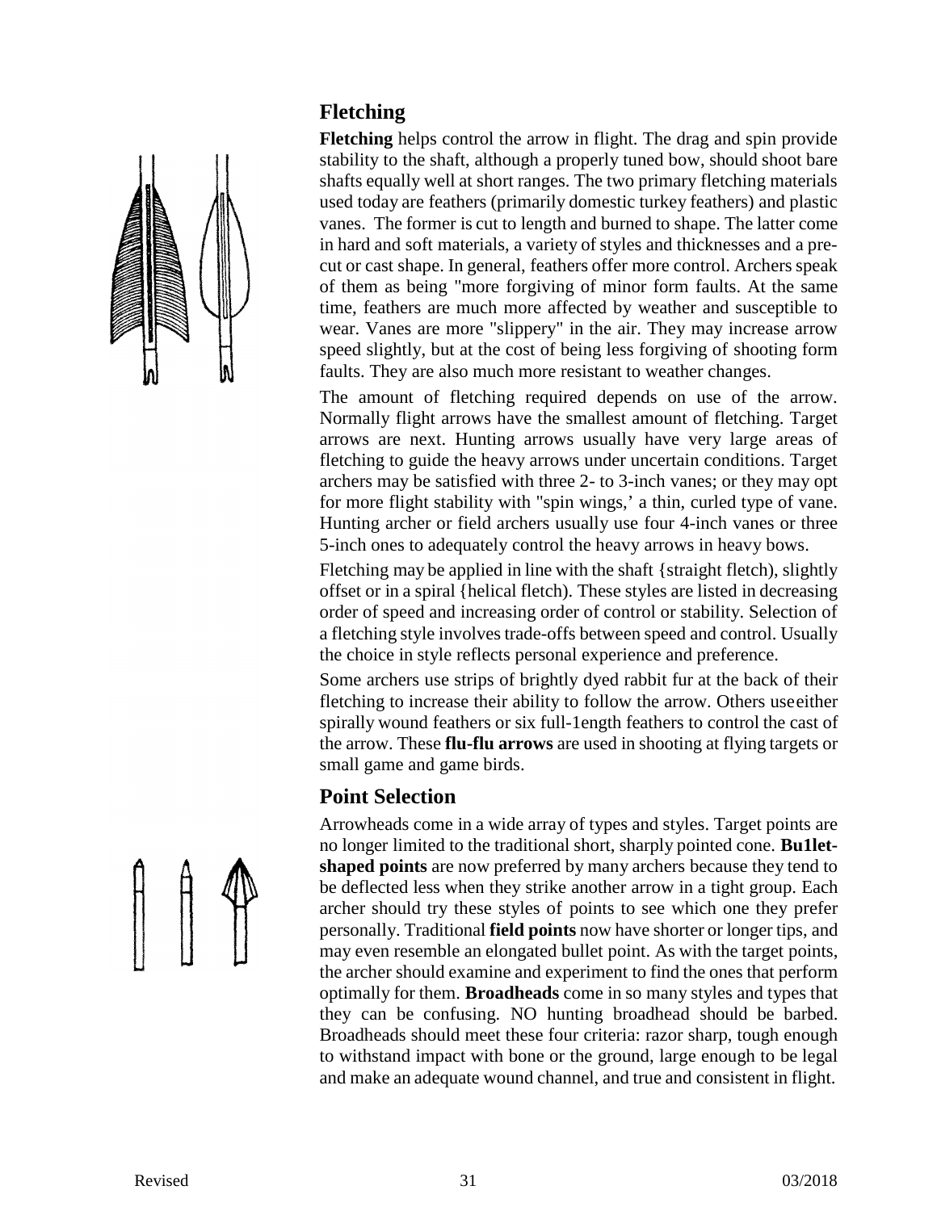## Fletching

**Fletching** helps control the arrow in flight. The drag and spin provide stability to the shaft, although a properly tuned bow, should shoot bare shafts equally well at short ranges. The two primary fletching materials used today are feathers (primarily domestic turkey feathers) and plastic vanes. The former is cut to length and burned to shape. The latter come in hard and soft materials, a variety of styles and thicknesses and a pre-cut or cast shape. In general, feathers offer more control. Archers speak of them as being "more forgiving of minor form faults. At the same time, feathers are much more affected by weather and susceptible to wear. Vanes are more "slippery" in the air. They may increase arrow speed slightly, but at the cost of being less forgiving of shooting form faults. They are also much more resistant to weather changes.

The amount of fletching required depends on use of the arrow. Normally flight arrows have the smallest amount of fletching. Target arrows are next. Hunting arrows usually have very large areas of fletching to guide the heavy arrows under uncertain conditions. Target archers may be satisfied with three 2- to 3-inch vanes; or they may opt for more flight stability with "spin wings,' a thin, curled type of vane. Hunting archer or field archers usually use four 4-inch vanes or three 5-inch ones to adequately control the heavy arrows in heavy bows.

Fletching may be applied in line with the shaft {straight fletch), slightly offset or in a spiral {helical fletch). These styles are listed in decreasing order of speed and increasing order of control or stability. Selection of a fletching style involves trade-offs between speed and control. Usually the choice in style reflects personal experience and preference.

Some archers use strips of brightly dyed rabbit fur at the back of their fletching to increase their ability to follow the arrow. Others useeither spirally wound feathers or six full-1ength feathers to control the cast of the arrow. These **flu-flu arrows** are used in shooting at flying targets or small game and game birds.

## Point Selection

Arrowheads come in a wide array of types and styles. Target points are no longer limited to the traditional short, sharply pointed cone. **Bu1let-shaped points** are now preferred by many archers because they tend to be deflected less when they strike another arrow in a tight group. Each archer should try these styles of points to see which one they prefer personally. Traditional **field points** now have shorter or longer tips, and may even resemble an elongated bullet point. As with the target points, the archer should examine and experiment to find the ones that perform optimally for them. **Broadheads** come in so many styles and types that they can be confusing. NO hunting broadhead should be barbed. Broadheads should meet these four criteria: razor sharp, tough enough to withstand impact with bone or the ground, large enough to be legal and make an adequate wound channel, and true and consistent in flight.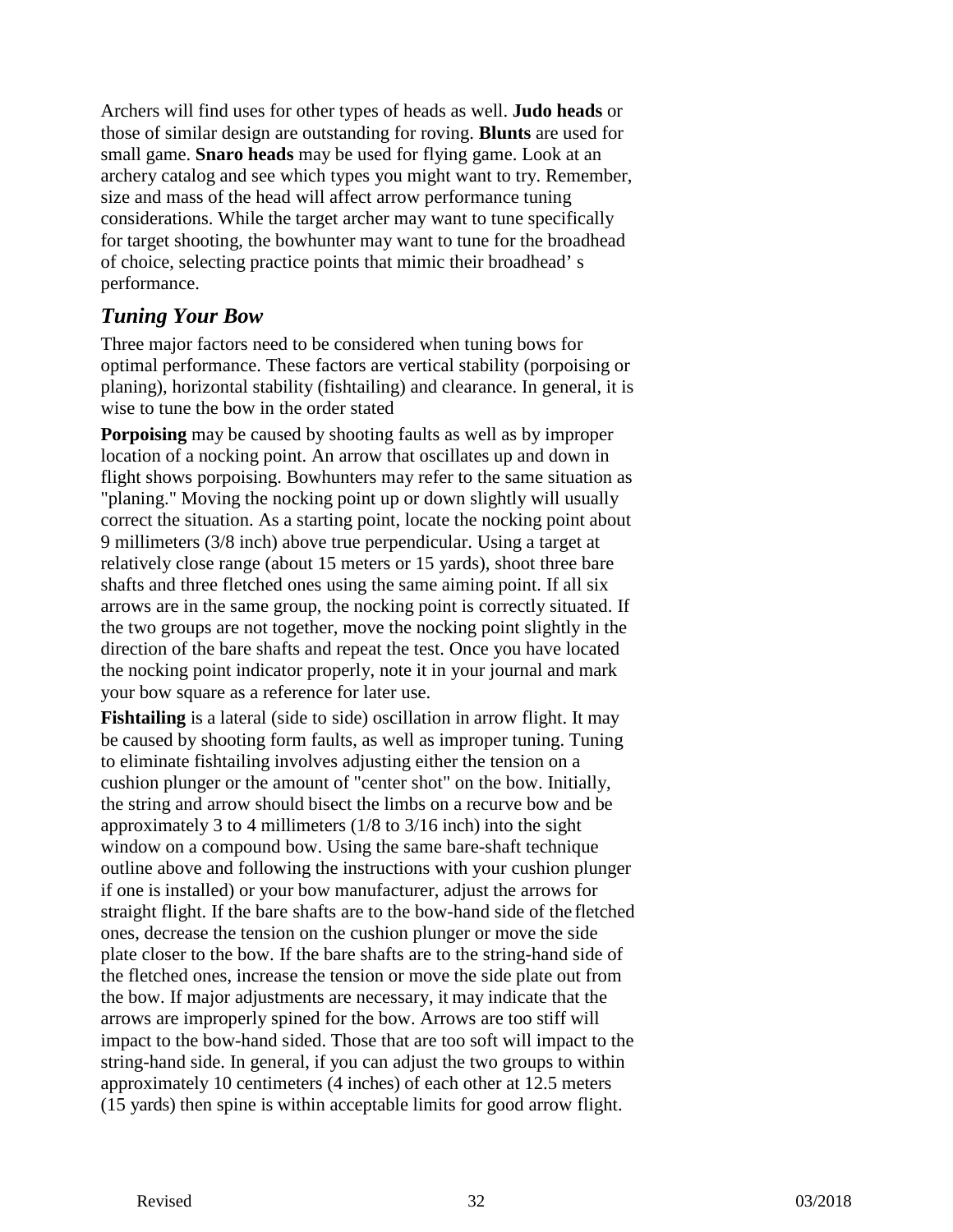Archers will find uses for other types of heads as well. **Judo heads** or those of similar design are outstanding for roving. **Blunts** are used for small game. **Snaro heads** may be used for flying game. Look at an archery catalog and see which types you might want to try. Remember, size and mass of the head will affect arrow performance tuning considerations. While the target archer may want to tune specifically for target shooting, the bowhunter may want to tune for the broadhead of choice, selecting practice points that mimic their broadhead' s performance.

## *Tuning Your Bow*

Three major factors need to be considered when tuning bows for optimal performance. These factors are vertical stability (porpoising or planing), horizontal stability (fishtailing) and clearance. In general, it is wise to tune the bow in the order stated

**Porpoising** may be caused by shooting faults as well as by improper location of a nocking point. An arrow that oscillates up and down in flight shows porpoising. Bowhunters may refer to the same situation as "planing." Moving the nocking point up or down slightly will usually correct the situation. As a starting point, locate the nocking point about 9 millimeters (3/8 inch) above true perpendicular. Using a target at relatively close range (about 15 meters or 15 yards), shoot three bare shafts and three fletched ones using the same aiming point. If all six arrows are in the same group, the nocking point is correctly situated. If the two groups are not together, move the nocking point slightly in the direction of the bare shafts and repeat the test. Once you have located the nocking point indicator properly, note it in your journal and mark your bow square as a reference for later use.

**Fishtailing** is a lateral (side to side) oscillation in arrow flight. It may be caused by shooting form faults, as well as improper tuning. Tuning to eliminate fishtailing involves adjusting either the tension on a cushion plunger or the amount of "center shot" on the bow. Initially, the string and arrow should bisect the limbs on a recurve bow and be approximately 3 to 4 millimeters (1/8 to 3/16 inch) into the sight window on a compound bow. Using the same bare-shaft technique outline above and following the instructions with your cushion plunger if one is installed) or your bow manufacturer, adjust the arrows for straight flight. If the bare shafts are to the bow-hand side of the fletched ones, decrease the tension on the cushion plunger or move the side plate closer to the bow. If the bare shafts are to the string-hand side of the fletched ones, increase the tension or move the side plate out from the bow. If major adjustments are necessary, it may indicate that the arrows are improperly spined for the bow. Arrows are too stiff will impact to the bow-hand sided. Those that are too soft will impact to the string-hand side. In general, if you can adjust the two groups to within approximately 10 centimeters (4 inches) of each other at 12.5 meters (15 yards) then spine is within acceptable limits for good arrow flight.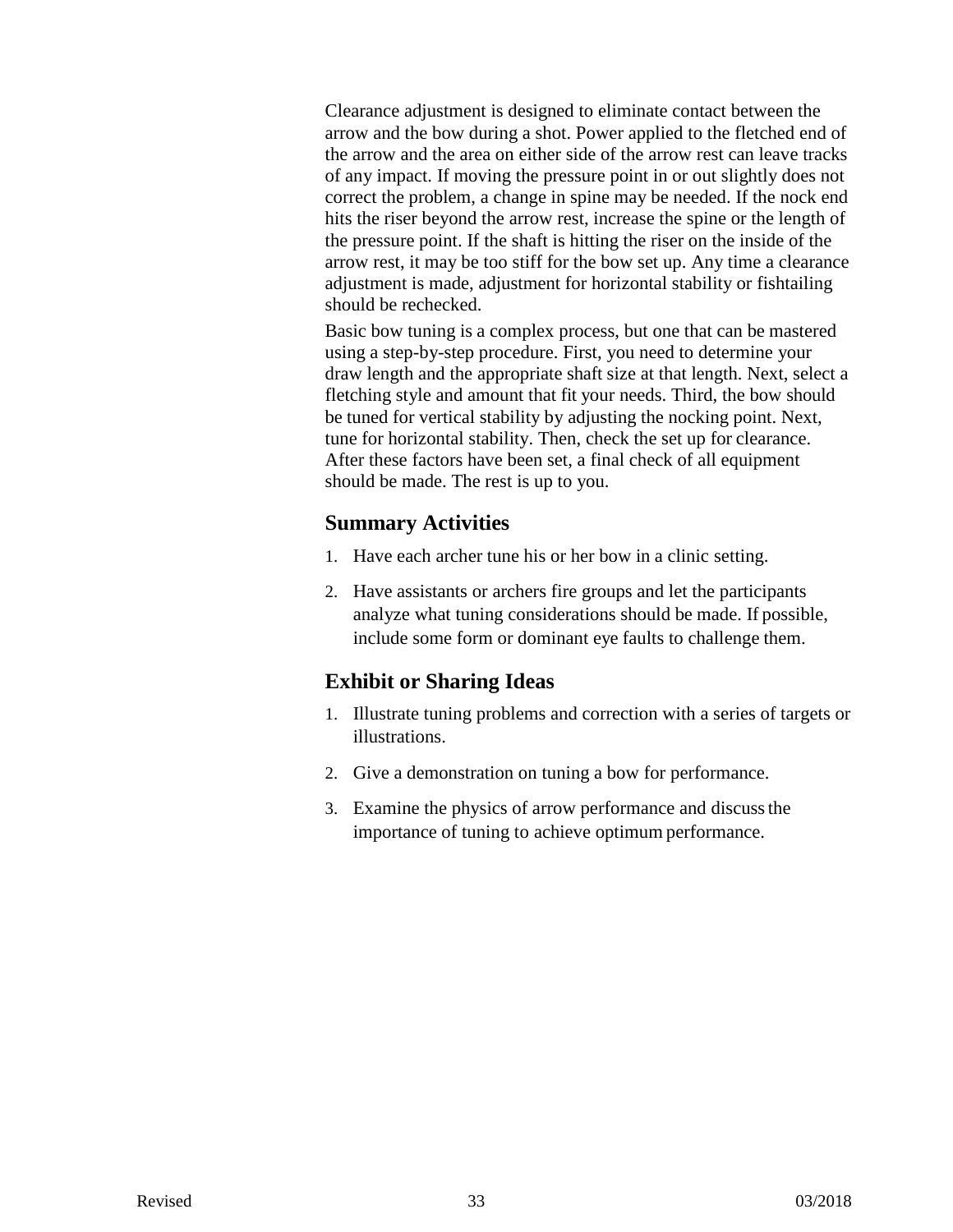Clearance adjustment is designed to eliminate contact between the arrow and the bow during a shot. Power applied to the fletched end of the arrow and the area on either side of the arrow rest can leave tracks of any impact. If moving the pressure point in or out slightly does not correct the problem, a change in spine may be needed. If the nock end hits the riser beyond the arrow rest, increase the spine or the length of the pressure point. If the shaft is hitting the riser on the inside of the arrow rest, it may be too stiff for the bow set up. Any time a clearance adjustment is made, adjustment for horizontal stability or fishtailing should be rechecked.

Basic bow tuning is a complex process, but one that can be mastered using a step-by-step procedure. First, you need to determine your draw length and the appropriate shaft size at that length. Next, select a fletching style and amount that fit your needs. Third, the bow should be tuned for vertical stability by adjusting the nocking point. Next, tune for horizontal stability. Then, check the set up for clearance. After these factors have been set, a final check of all equipment should be made. The rest is up to you.

## Summary Activities

1. Have each archer tune his or her bow in a clinic setting.
2. Have assistants or archers fire groups and let the participants analyze what tuning considerations should be made. If possible, include some form or dominant eye faults to challenge them.

## Exhibit or Sharing Ideas

1. Illustrate tuning problems and correction with a series of targets or illustrations.
2. Give a demonstration on tuning a bow for performance.
3. Examine the physics of arrow performance and discuss the importance of tuning to achieve optimum performance.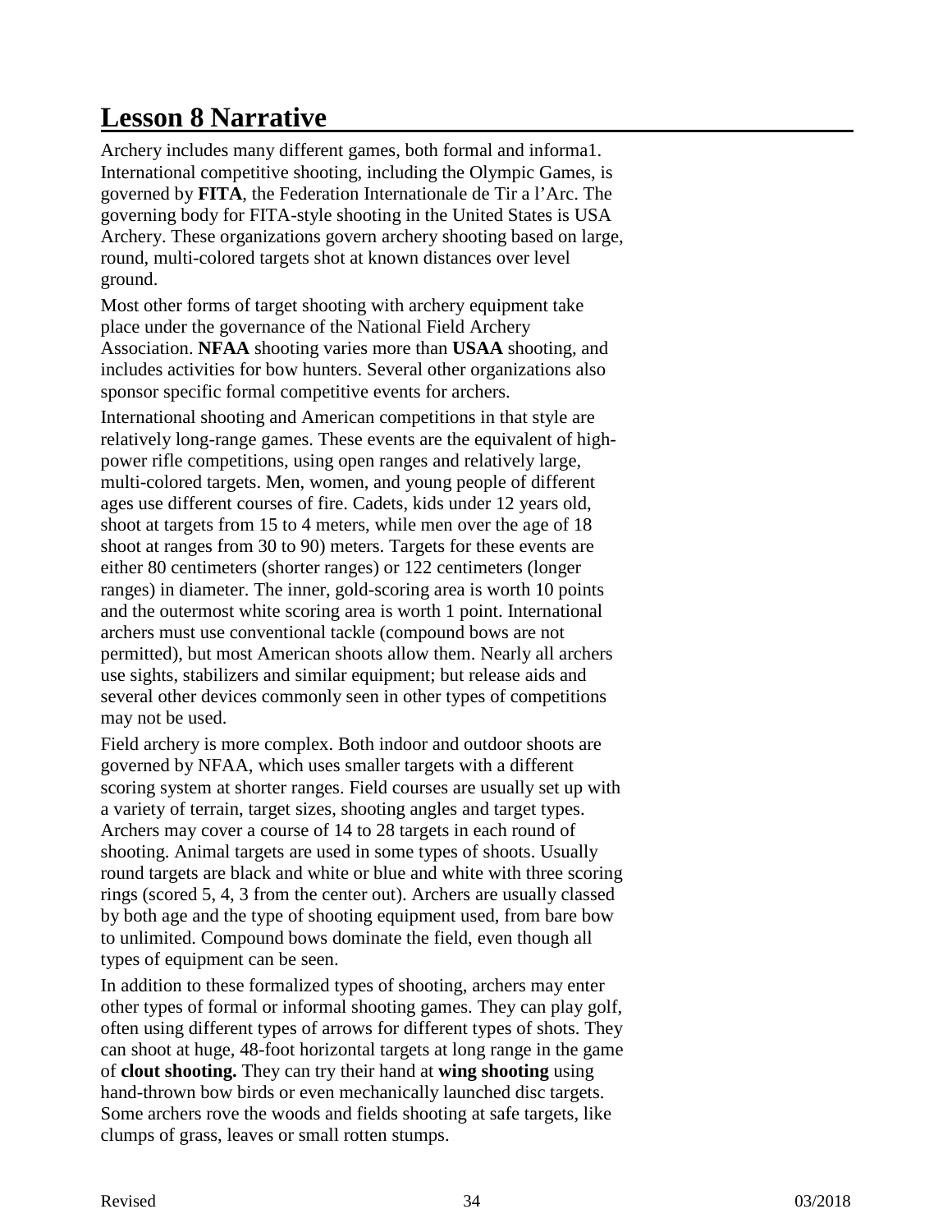# Lesson 8 Narrative

Archery includes many different games, both formal and informa1. International competitive shooting, including the Olympic Games, is governed by **FITA**, the Federation Internationale de Tir a l'Arc. The governing body for FITA-style shooting in the United States is USA Archery. These organizations govern archery shooting based on large, round, multi-colored targets shot at known distances over level ground.

Most other forms of target shooting with archery equipment take place under the governance of the National Field Archery Association. **NFAA** shooting varies more than **USAA** shooting, and includes activities for bow hunters. Several other organizations also sponsor specific formal competitive events for archers.

International shooting and American competitions in that style are relatively long-range games. These events are the equivalent of high-power rifle competitions, using open ranges and relatively large, multi-colored targets. Men, women, and young people of different ages use different courses of fire. Cadets, kids under 12 years old, shoot at targets from 15 to 4 meters, while men over the age of 18 shoot at ranges from 30 to 90) meters. Targets for these events are either 80 centimeters (shorter ranges) or 122 centimeters (longer ranges) in diameter. The inner, gold-scoring area is worth 10 points and the outermost white scoring area is worth 1 point. International archers must use conventional tackle (compound bows are not permitted), but most American shoots allow them. Nearly all archers use sights, stabilizers and similar equipment; but release aids and several other devices commonly seen in other types of competitions may not be used.

Field archery is more complex. Both indoor and outdoor shoots are governed by NFAA, which uses smaller targets with a different scoring system at shorter ranges. Field courses are usually set up with a variety of terrain, target sizes, shooting angles and target types. Archers may cover a course of 14 to 28 targets in each round of shooting. Animal targets are used in some types of shoots. Usually round targets are black and white or blue and white with three scoring rings (scored 5, 4, 3 from the center out). Archers are usually classed by both age and the type of shooting equipment used, from bare bow to unlimited. Compound bows dominate the field, even though all types of equipment can be seen.

In addition to these formalized types of shooting, archers may enter other types of formal or informal shooting games. They can play golf, often using different types of arrows for different types of shots. They can shoot at huge, 48-foot horizontal targets at long range in the game of **clout shooting.** They can try their hand at **wing shooting** using hand-thrown bow birds or even mechanically launched disc targets. Some archers rove the woods and fields shooting at safe targets, like clumps of grass, leaves or small rotten stumps.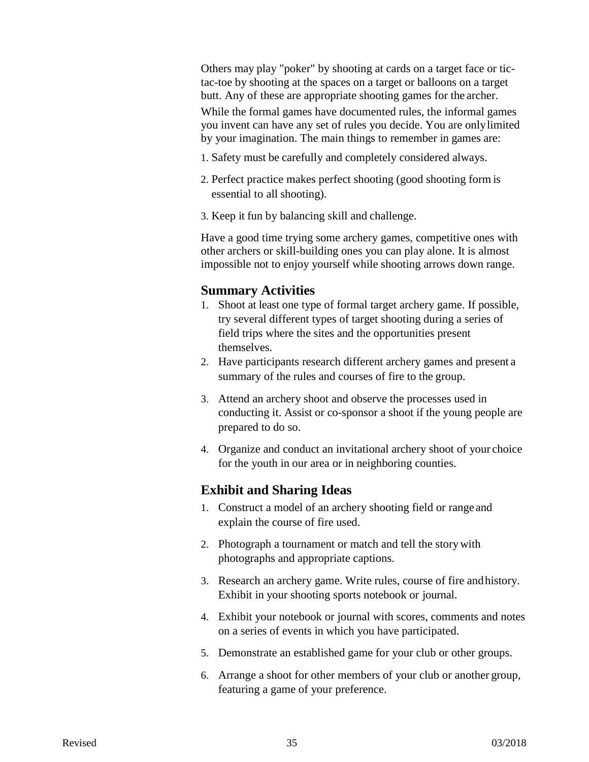Others may play "poker" by shooting at cards on a target face or tic-tac-toe by shooting at the spaces on a target or balloons on a target butt. Any of these are appropriate shooting games for the archer.

While the formal games have documented rules, the informal games you invent can have any set of rules you decide. You are only limited by your imagination. The main things to remember in games are:

1. Safety must be carefully and completely considered always.
2. Perfect practice makes perfect shooting (good shooting form is essential to all shooting).
3. Keep it fun by balancing skill and challenge.

Have a good time trying some archery games, competitive ones with other archers or skill-building ones you can play alone. It is almost impossible not to enjoy yourself while shooting arrows down range.

## Summary Activities

1. Shoot at least one type of formal target archery game. If possible, try several different types of target shooting during a series of field trips where the sites and the opportunities present themselves.
2. Have participants research different archery games and present a summary of the rules and courses of fire to the group.
3. Attend an archery shoot and observe the processes used in conducting it. Assist or co-sponsor a shoot if the young people are prepared to do so.
4. Organize and conduct an invitational archery shoot of your choice for the youth in our area or in neighboring counties.

## Exhibit and Sharing Ideas

1. Construct a model of an archery shooting field or range and explain the course of fire used.
2. Photograph a tournament or match and tell the story with photographs and appropriate captions.
3. Research an archery game. Write rules, course of fire and history. Exhibit in your shooting sports notebook or journal.
4. Exhibit your notebook or journal with scores, comments and notes on a series of events in which you have participated.
5. Demonstrate an established game for your club or other groups.
6. Arrange a shoot for other members of your club or another group, featuring a game of your preference.